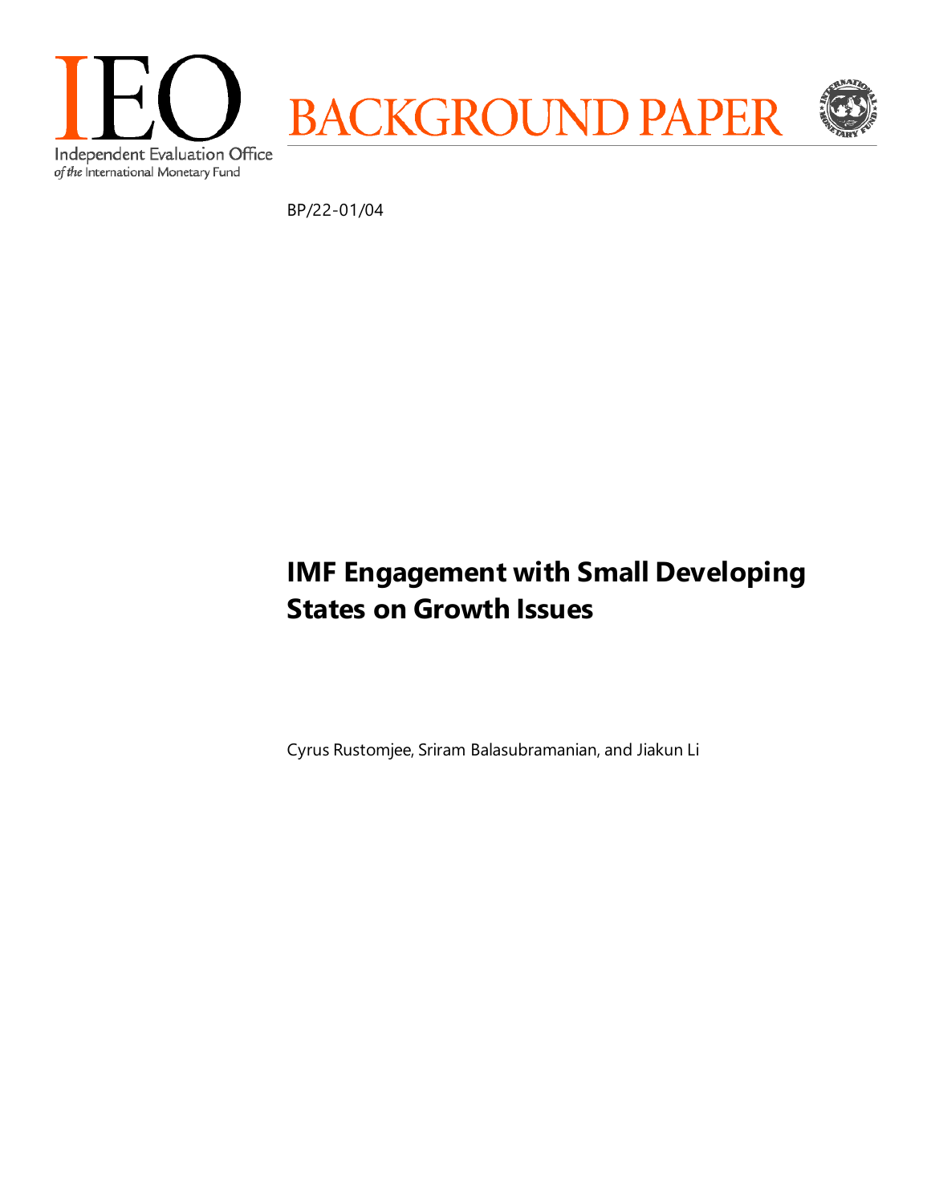IEO

Independent Evaluation Office
*of the* International Monetary Fund

BACKGROUND PAPER

BP/22-01/04

# IMF Engagement with Small Developing States on Growth Issues

Cyrus Rustomjee, Sriram Balasubramanian, and Jiakun Li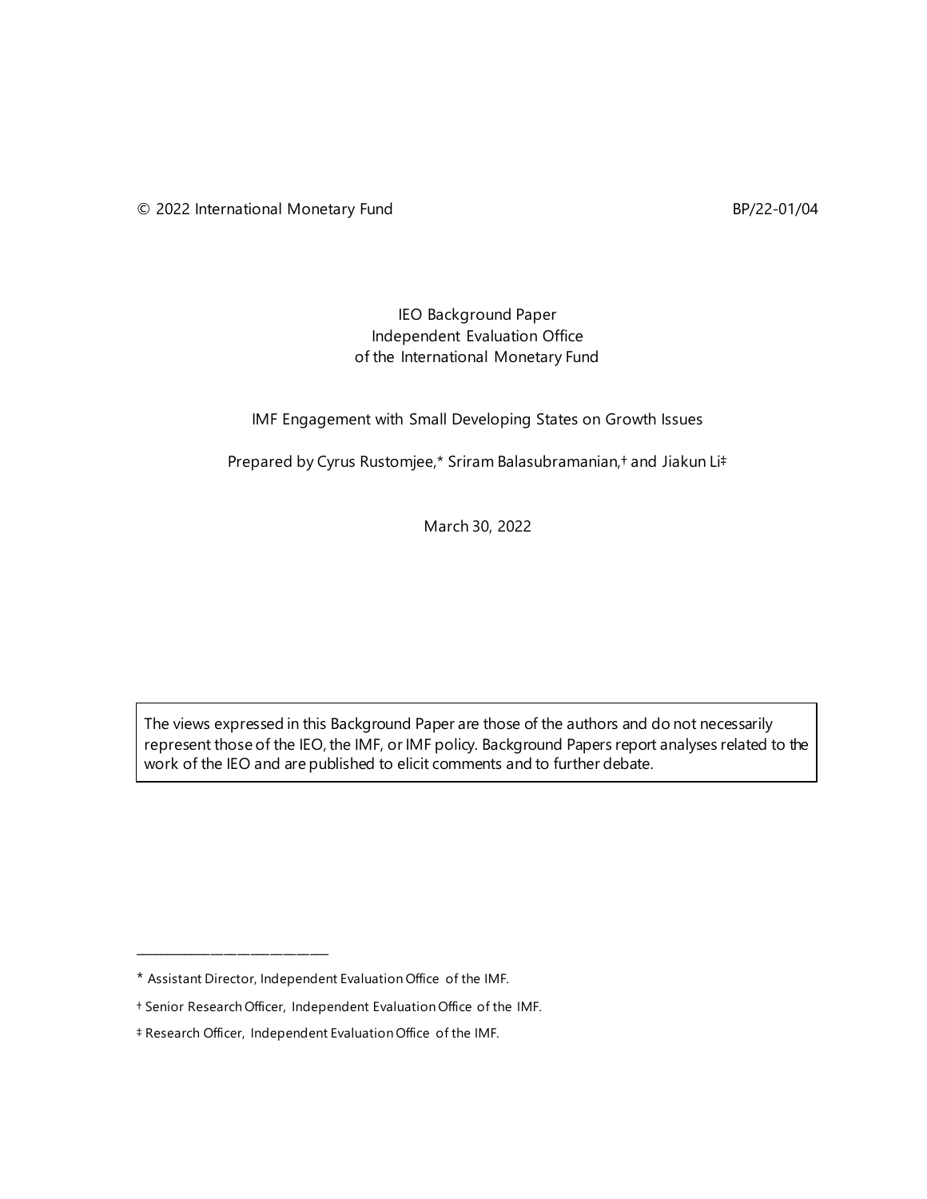© 2022 International Monetary Fund BP/22-01/04

IEO Background Paper
Independent Evaluation Office
of the International Monetary Fund

IMF Engagement with Small Developing States on Growth Issues

Prepared by Cyrus Rustomjee,* Sriram Balasubramanian,† and Jiakun Li‡

March 30, 2022

> The views expressed in this Background Paper are those of the authors and do not necessarily represent those of the IEO, the IMF, or IMF policy. Background Papers report analyses related to the work of the IEO and are published to elicit comments and to further debate.

---

* Assistant Director, Independent Evaluation Office of the IMF.

† Senior Research Officer, Independent Evaluation Office of the IMF.

‡ Research Officer, Independent Evaluation Office of the IMF.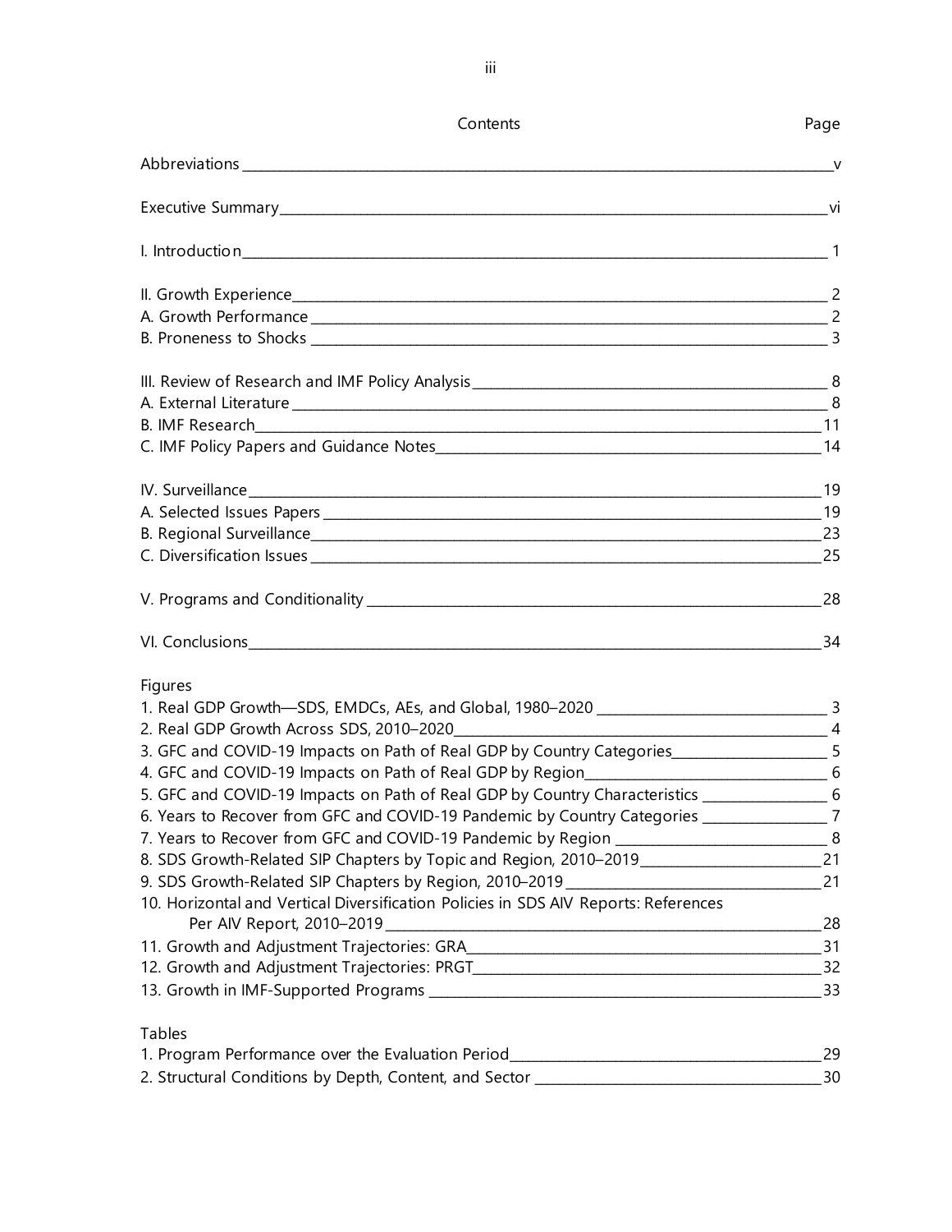# Contents

| Contents | Page |
|---|---|
| Abbreviations | v |
| Executive Summary | vi |
| I. Introduction | 1 |
| II. Growth Experience | 2 |
| A. Growth Performance | 2 |
| B. Proneness to Shocks | 3 |
| III. Review of Research and IMF Policy Analysis | 8 |
| A. External Literature | 8 |
| B. IMF Research | 11 |
| C. IMF Policy Papers and Guidance Notes | 14 |
| IV. Surveillance | 19 |
| A. Selected Issues Papers | 19 |
| B. Regional Surveillance | 23 |
| C. Diversification Issues | 25 |
| V. Programs and Conditionality | 28 |
| VI. Conclusions | 34 |

**Figures**

| Figure | Page |
|---|---|
| 1. Real GDP Growth—SDS, EMDCs, AEs, and Global, 1980–2020 | 3 |
| 2. Real GDP Growth Across SDS, 2010–2020 | 4 |
| 3. GFC and COVID-19 Impacts on Path of Real GDP by Country Categories | 5 |
| 4. GFC and COVID-19 Impacts on Path of Real GDP by Region | 6 |
| 5. GFC and COVID-19 Impacts on Path of Real GDP by Country Characteristics | 6 |
| 6. Years to Recover from GFC and COVID-19 Pandemic by Country Categories | 7 |
| 7. Years to Recover from GFC and COVID-19 Pandemic by Region | 8 |
| 8. SDS Growth-Related SIP Chapters by Topic and Region, 2010–2019 | 21 |
| 9. SDS Growth-Related SIP Chapters by Region, 2010–2019 | 21 |
| 10. Horizontal and Vertical Diversification Policies in SDS AIV Reports: References Per AIV Report, 2010–2019 | 28 |
| 11. Growth and Adjustment Trajectories: GRA | 31 |
| 12. Growth and Adjustment Trajectories: PRGT | 32 |
| 13. Growth in IMF-Supported Programs | 33 |

**Tables**

| Table | Page |
|---|---|
| 1. Program Performance over the Evaluation Period | 29 |
| 2. Structural Conditions by Depth, Content, and Sector | 30 |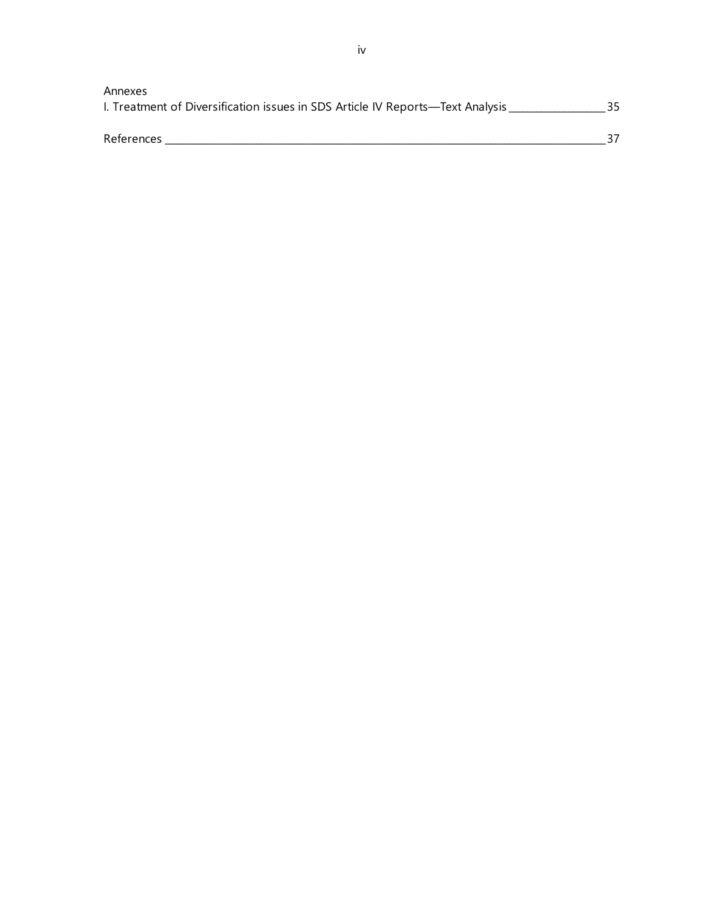Annexes

I. Treatment of Diversification issues in SDS Article IV Reports—Text Analysis ____ 35

References ____ 37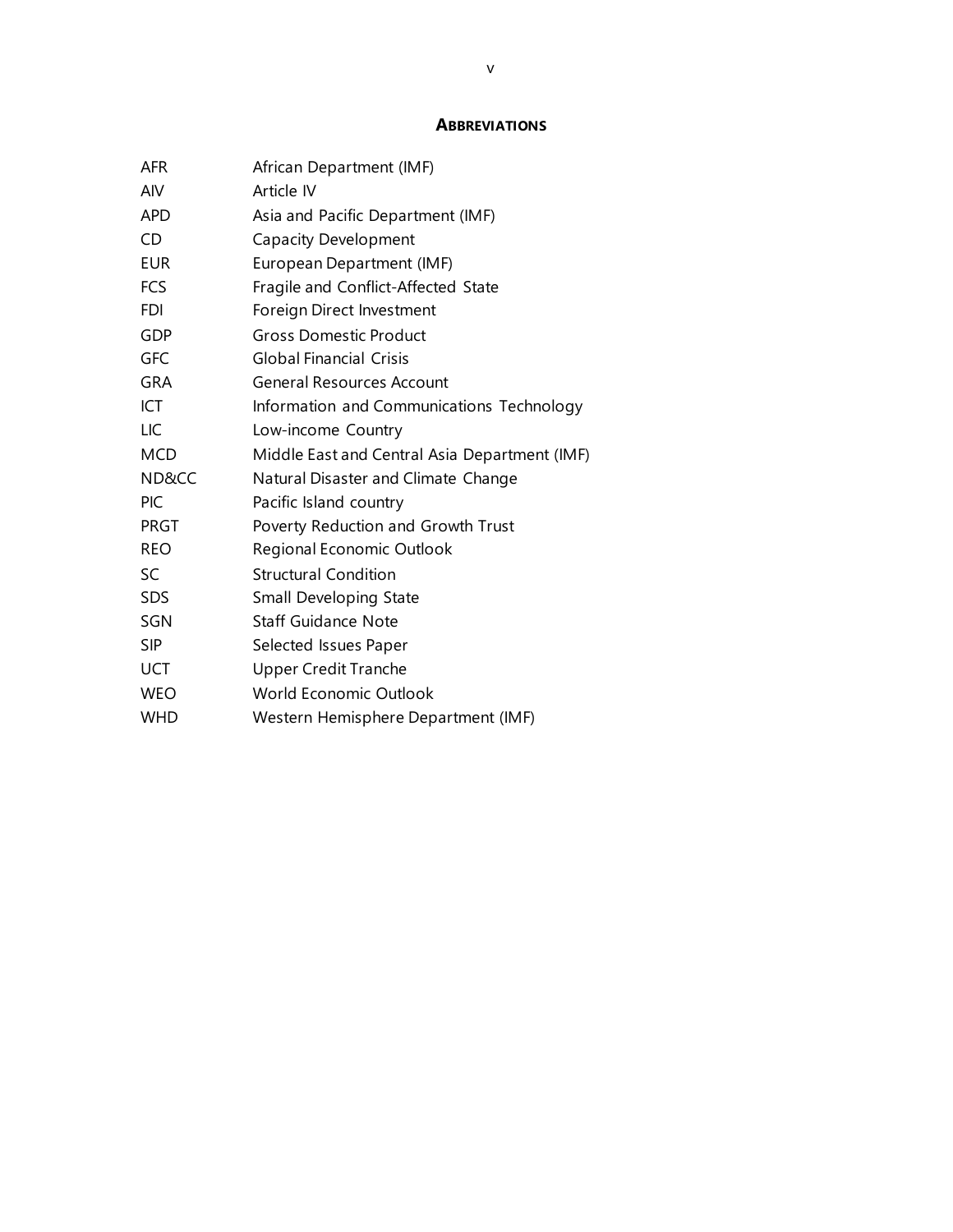## ABBREVIATIONS

| | |
|---|---|
| AFR | African Department (IMF) |
| AIV | Article IV |
| APD | Asia and Pacific Department (IMF) |
| CD | Capacity Development |
| EUR | European Department (IMF) |
| FCS | Fragile and Conflict-Affected State |
| FDI | Foreign Direct Investment |
| GDP | Gross Domestic Product |
| GFC | Global Financial Crisis |
| GRA | General Resources Account |
| ICT | Information and Communications Technology |
| LIC | Low-income Country |
| MCD | Middle East and Central Asia Department (IMF) |
| ND&CC | Natural Disaster and Climate Change |
| PIC | Pacific Island country |
| PRGT | Poverty Reduction and Growth Trust |
| REO | Regional Economic Outlook |
| SC | Structural Condition |
| SDS | Small Developing State |
| SGN | Staff Guidance Note |
| SIP | Selected Issues Paper |
| UCT | Upper Credit Tranche |
| WEO | World Economic Outlook |
| WHD | Western Hemisphere Department (IMF) |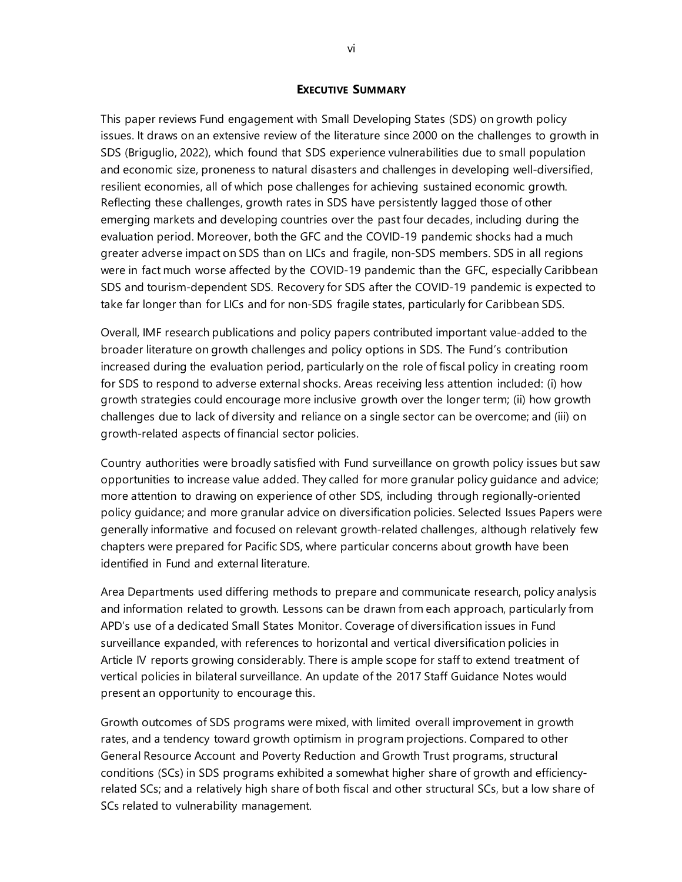## EXECUTIVE SUMMARY

This paper reviews Fund engagement with Small Developing States (SDS) on growth policy issues. It draws on an extensive review of the literature since 2000 on the challenges to growth in SDS (Briguglio, 2022), which found that SDS experience vulnerabilities due to small population and economic size, proneness to natural disasters and challenges in developing well-diversified, resilient economies, all of which pose challenges for achieving sustained economic growth. Reflecting these challenges, growth rates in SDS have persistently lagged those of other emerging markets and developing countries over the past four decades, including during the evaluation period. Moreover, both the GFC and the COVID-19 pandemic shocks had a much greater adverse impact on SDS than on LICs and fragile, non-SDS members. SDS in all regions were in fact much worse affected by the COVID-19 pandemic than the GFC, especially Caribbean SDS and tourism-dependent SDS. Recovery for SDS after the COVID-19 pandemic is expected to take far longer than for LICs and for non-SDS fragile states, particularly for Caribbean SDS.

Overall, IMF research publications and policy papers contributed important value-added to the broader literature on growth challenges and policy options in SDS. The Fund's contribution increased during the evaluation period, particularly on the role of fiscal policy in creating room for SDS to respond to adverse external shocks. Areas receiving less attention included: (i) how growth strategies could encourage more inclusive growth over the longer term; (ii) how growth challenges due to lack of diversity and reliance on a single sector can be overcome; and (iii) on growth-related aspects of financial sector policies.

Country authorities were broadly satisfied with Fund surveillance on growth policy issues but saw opportunities to increase value added. They called for more granular policy guidance and advice; more attention to drawing on experience of other SDS, including through regionally-oriented policy guidance; and more granular advice on diversification policies. Selected Issues Papers were generally informative and focused on relevant growth-related challenges, although relatively few chapters were prepared for Pacific SDS, where particular concerns about growth have been identified in Fund and external literature.

Area Departments used differing methods to prepare and communicate research, policy analysis and information related to growth. Lessons can be drawn from each approach, particularly from APD's use of a dedicated Small States Monitor. Coverage of diversification issues in Fund surveillance expanded, with references to horizontal and vertical diversification policies in Article IV reports growing considerably. There is ample scope for staff to extend treatment of vertical policies in bilateral surveillance. An update of the 2017 Staff Guidance Notes would present an opportunity to encourage this.

Growth outcomes of SDS programs were mixed, with limited overall improvement in growth rates, and a tendency toward growth optimism in program projections. Compared to other General Resource Account and Poverty Reduction and Growth Trust programs, structural conditions (SCs) in SDS programs exhibited a somewhat higher share of growth and efficiency-related SCs; and a relatively high share of both fiscal and other structural SCs, but a low share of SCs related to vulnerability management.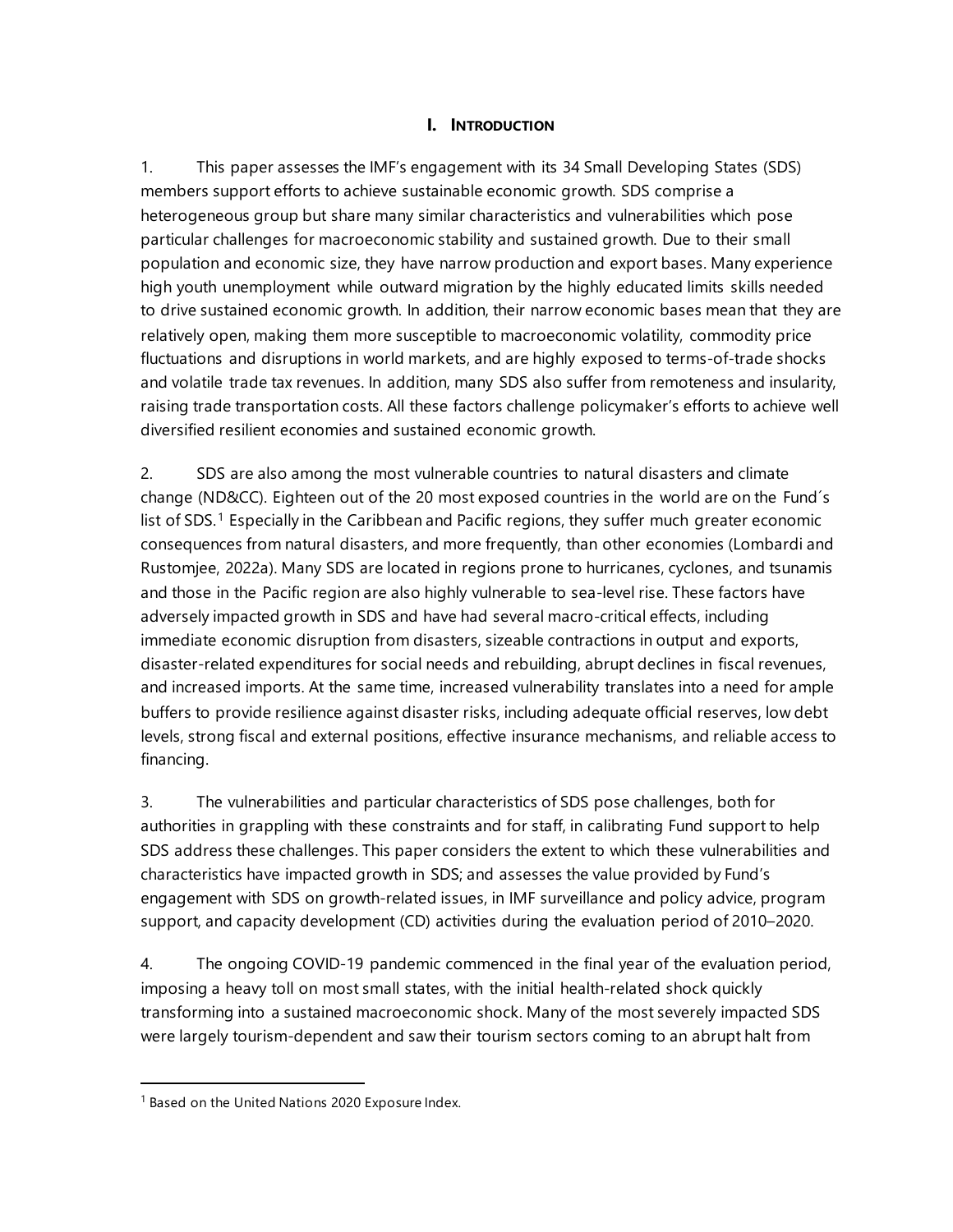# I. INTRODUCTION

1. This paper assesses the IMF's engagement with its 34 Small Developing States (SDS) members support efforts to achieve sustainable economic growth. SDS comprise a heterogeneous group but share many similar characteristics and vulnerabilities which pose particular challenges for macroeconomic stability and sustained growth. Due to their small population and economic size, they have narrow production and export bases. Many experience high youth unemployment while outward migration by the highly educated limits skills needed to drive sustained economic growth. In addition, their narrow economic bases mean that they are relatively open, making them more susceptible to macroeconomic volatility, commodity price fluctuations and disruptions in world markets, and are highly exposed to terms-of-trade shocks and volatile trade tax revenues. In addition, many SDS also suffer from remoteness and insularity, raising trade transportation costs. All these factors challenge policymaker's efforts to achieve well diversified resilient economies and sustained economic growth.

2. SDS are also among the most vulnerable countries to natural disasters and climate change (ND&CC). Eighteen out of the 20 most exposed countries in the world are on the Fund´s list of SDS.[1] Especially in the Caribbean and Pacific regions, they suffer much greater economic consequences from natural disasters, and more frequently, than other economies (Lombardi and Rustomjee, 2022a). Many SDS are located in regions prone to hurricanes, cyclones, and tsunamis and those in the Pacific region are also highly vulnerable to sea-level rise. These factors have adversely impacted growth in SDS and have had several macro-critical effects, including immediate economic disruption from disasters, sizeable contractions in output and exports, disaster-related expenditures for social needs and rebuilding, abrupt declines in fiscal revenues, and increased imports. At the same time, increased vulnerability translates into a need for ample buffers to provide resilience against disaster risks, including adequate official reserves, low debt levels, strong fiscal and external positions, effective insurance mechanisms, and reliable access to financing.

3. The vulnerabilities and particular characteristics of SDS pose challenges, both for authorities in grappling with these constraints and for staff, in calibrating Fund support to help SDS address these challenges. This paper considers the extent to which these vulnerabilities and characteristics have impacted growth in SDS; and assesses the value provided by Fund's engagement with SDS on growth-related issues, in IMF surveillance and policy advice, program support, and capacity development (CD) activities during the evaluation period of 2010–2020.

4. The ongoing COVID-19 pandemic commenced in the final year of the evaluation period, imposing a heavy toll on most small states, with the initial health-related shock quickly transforming into a sustained macroeconomic shock. Many of the most severely impacted SDS were largely tourism-dependent and saw their tourism sectors coming to an abrupt halt from

---

[1] Based on the United Nations 2020 Exposure Index.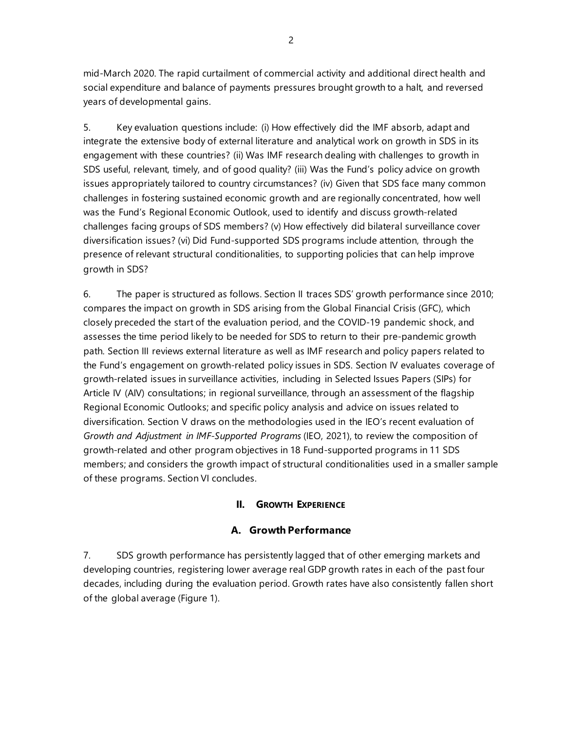mid-March 2020. The rapid curtailment of commercial activity and additional direct health and social expenditure and balance of payments pressures brought growth to a halt, and reversed years of developmental gains.

5. Key evaluation questions include: (i) How effectively did the IMF absorb, adapt and integrate the extensive body of external literature and analytical work on growth in SDS in its engagement with these countries? (ii) Was IMF research dealing with challenges to growth in SDS useful, relevant, timely, and of good quality? (iii) Was the Fund's policy advice on growth issues appropriately tailored to country circumstances? (iv) Given that SDS face many common challenges in fostering sustained economic growth and are regionally concentrated, how well was the Fund's Regional Economic Outlook, used to identify and discuss growth-related challenges facing groups of SDS members? (v) How effectively did bilateral surveillance cover diversification issues? (vi) Did Fund-supported SDS programs include attention, through the presence of relevant structural conditionalities, to supporting policies that can help improve growth in SDS?

6. The paper is structured as follows. Section II traces SDS' growth performance since 2010; compares the impact on growth in SDS arising from the Global Financial Crisis (GFC), which closely preceded the start of the evaluation period, and the COVID-19 pandemic shock, and assesses the time period likely to be needed for SDS to return to their pre-pandemic growth path. Section III reviews external literature as well as IMF research and policy papers related to the Fund's engagement on growth-related policy issues in SDS. Section IV evaluates coverage of growth-related issues in surveillance activities, including in Selected Issues Papers (SIPs) for Article IV (AIV) consultations; in regional surveillance, through an assessment of the flagship Regional Economic Outlooks; and specific policy analysis and advice on issues related to diversification. Section V draws on the methodologies used in the IEO's recent evaluation of *Growth and Adjustment in IMF-Supported Programs* (IEO, 2021), to review the composition of growth-related and other program objectives in 18 Fund-supported programs in 11 SDS members; and considers the growth impact of structural conditionalities used in a smaller sample of these programs. Section VI concludes.

## II. Growth Experience

### A. Growth Performance

7. SDS growth performance has persistently lagged that of other emerging markets and developing countries, registering lower average real GDP growth rates in each of the past four decades, including during the evaluation period. Growth rates have also consistently fallen short of the global average (Figure 1).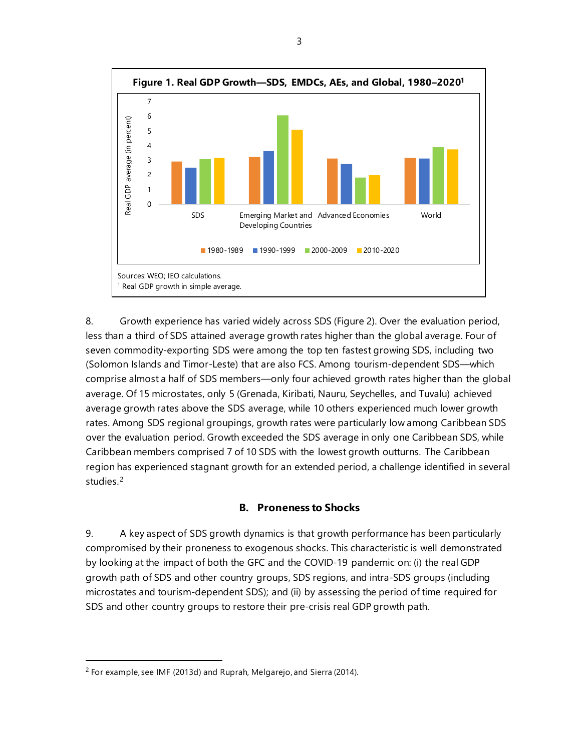**Figure 1. Real GDP Growth—SDS, EMDCs, AEs, and Global, 1980–2020[1]**

Sources: WEO; IEO calculations.

[1] Real GDP growth in simple average.

8. Growth experience has varied widely across SDS (Figure 2). Over the evaluation period, less than a third of SDS attained average growth rates higher than the global average. Four of seven commodity-exporting SDS were among the top ten fastest growing SDS, including two (Solomon Islands and Timor-Leste) that are also FCS. Among tourism-dependent SDS—which comprise almost a half of SDS members—only four achieved growth rates higher than the global average. Of 15 microstates, only 5 (Grenada, Kiribati, Nauru, Seychelles, and Tuvalu) achieved average growth rates above the SDS average, while 10 others experienced much lower growth rates. Among SDS regional groupings, growth rates were particularly low among Caribbean SDS over the evaluation period. Growth exceeded the SDS average in only one Caribbean SDS, while Caribbean members comprised 7 of 10 SDS with the lowest growth outturns. The Caribbean region has experienced stagnant growth for an extended period, a challenge identified in several studies.[2]

## B. Proneness to Shocks

9. A key aspect of SDS growth dynamics is that growth performance has been particularly compromised by their proneness to exogenous shocks. This characteristic is well demonstrated by looking at the impact of both the GFC and the COVID-19 pandemic on: (i) the real GDP growth path of SDS and other country groups, SDS regions, and intra-SDS groups (including microstates and tourism-dependent SDS); and (ii) by assessing the period of time required for SDS and other country groups to restore their pre-crisis real GDP growth path.

[2] For example, see IMF (2013d) and Ruprah, Melgarejo, and Sierra (2014).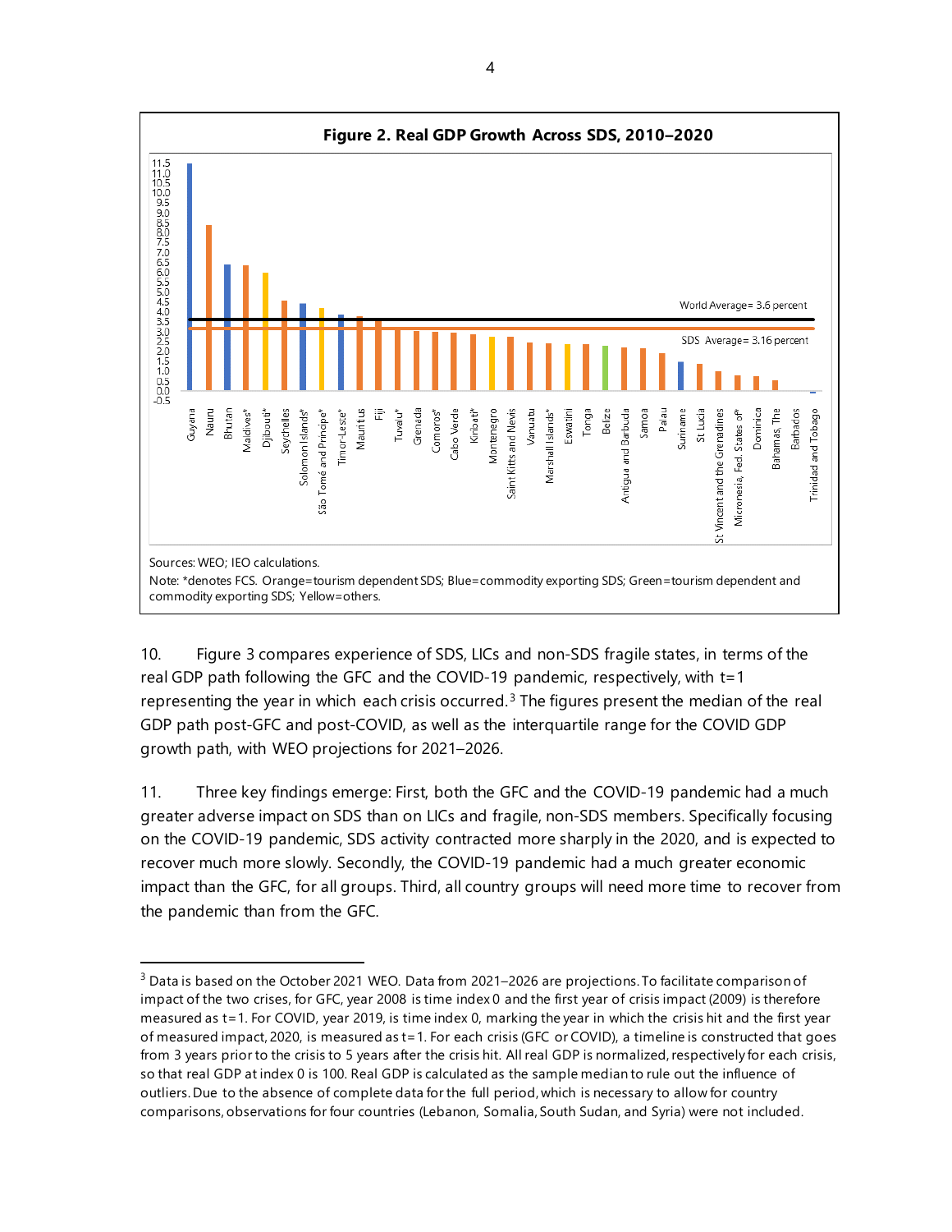**Figure 2. Real GDP Growth Across SDS, 2010–2020**

Sources: WEO; IEO calculations.

Note: *denotes FCS. Orange=tourism dependent SDS; Blue=commodity exporting SDS; Green=tourism dependent and commodity exporting SDS; Yellow=others.

10. Figure 3 compares experience of SDS, LICs and non-SDS fragile states, in terms of the real GDP path following the GFC and the COVID-19 pandemic, respectively, with t=1 representing the year in which each crisis occurred.[3] The figures present the median of the real GDP path post-GFC and post-COVID, as well as the interquartile range for the COVID GDP growth path, with WEO projections for 2021–2026.

11. Three key findings emerge: First, both the GFC and the COVID-19 pandemic had a much greater adverse impact on SDS than on LICs and fragile, non-SDS members. Specifically focusing on the COVID-19 pandemic, SDS activity contracted more sharply in the 2020, and is expected to recover much more slowly. Secondly, the COVID-19 pandemic had a much greater economic impact than the GFC, for all groups. Third, all country groups will need more time to recover from the pandemic than from the GFC.

[3] Data is based on the October 2021 WEO. Data from 2021–2026 are projections. To facilitate comparison of impact of the two crises, for GFC, year 2008 is time index 0 and the first year of crisis impact (2009) is therefore measured as t=1. For COVID, year 2019, is time index 0, marking the year in which the crisis hit and the first year of measured impact, 2020, is measured as t=1. For each crisis (GFC or COVID), a timeline is constructed that goes from 3 years prior to the crisis to 5 years after the crisis hit. All real GDP is normalized, respectively for each crisis, so that real GDP at index 0 is 100. Real GDP is calculated as the sample median to rule out the influence of outliers. Due to the absence of complete data for the full period, which is necessary to allow for country comparisons, observations for four countries (Lebanon, Somalia, South Sudan, and Syria) were not included.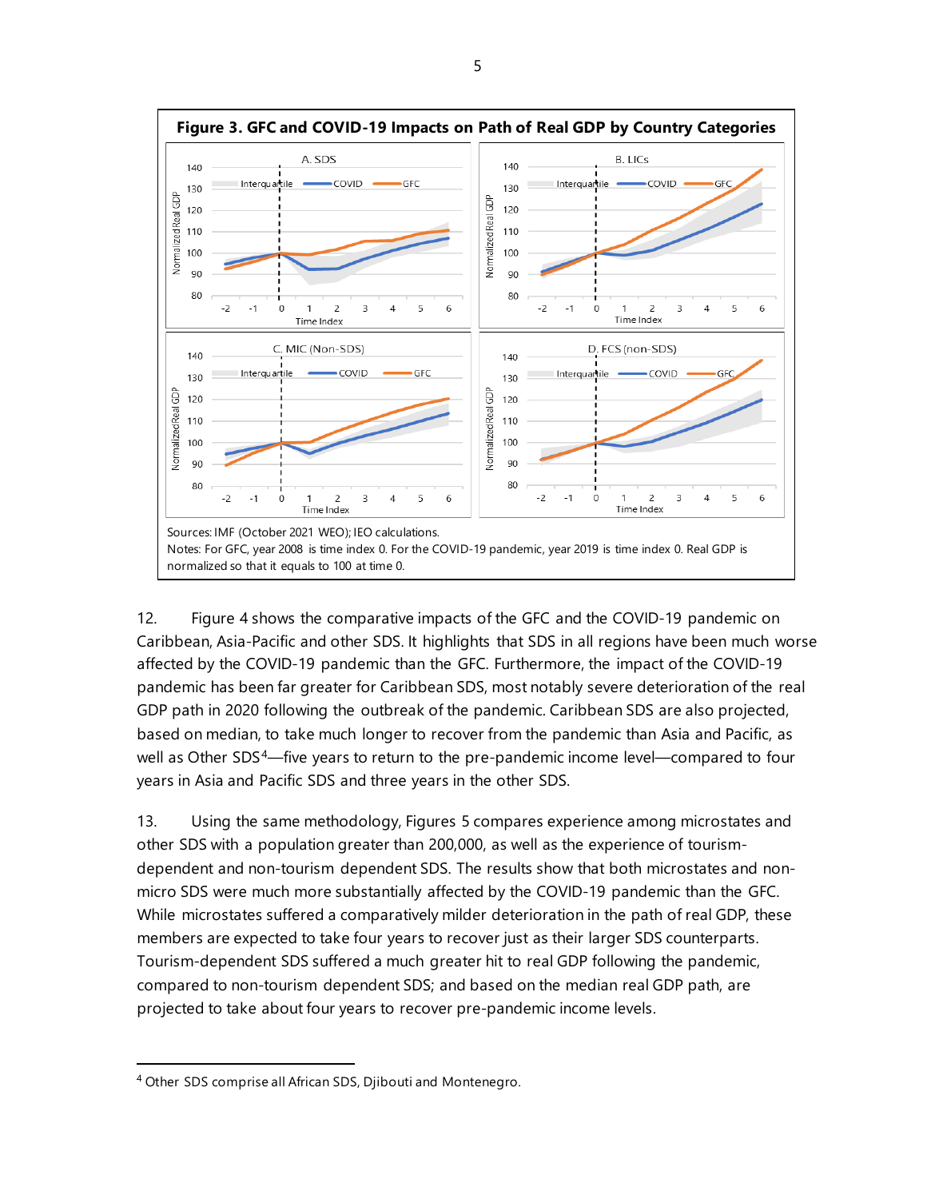**Figure 3. GFC and COVID-19 Impacts on Path of Real GDP by Country Categories**

Sources: IMF (October 2021 WEO); IEO calculations.
Notes: For GFC, year 2008 is time index 0. For the COVID-19 pandemic, year 2019 is time index 0. Real GDP is normalized so that it equals to 100 at time 0.

12. Figure 4 shows the comparative impacts of the GFC and the COVID-19 pandemic on Caribbean, Asia-Pacific and other SDS. It highlights that SDS in all regions have been much worse affected by the COVID-19 pandemic than the GFC. Furthermore, the impact of the COVID-19 pandemic has been far greater for Caribbean SDS, most notably severe deterioration of the real GDP path in 2020 following the outbreak of the pandemic. Caribbean SDS are also projected, based on median, to take much longer to recover from the pandemic than Asia and Pacific, as well as Other SDS[4]—five years to return to the pre-pandemic income level—compared to four years in Asia and Pacific SDS and three years in the other SDS.

13. Using the same methodology, Figures 5 compares experience among microstates and other SDS with a population greater than 200,000, as well as the experience of tourism-dependent and non-tourism dependent SDS. The results show that both microstates and non-micro SDS were much more substantially affected by the COVID-19 pandemic than the GFC. While microstates suffered a comparatively milder deterioration in the path of real GDP, these members are expected to take four years to recover just as their larger SDS counterparts. Tourism-dependent SDS suffered a much greater hit to real GDP following the pandemic, compared to non-tourism dependent SDS; and based on the median real GDP path, are projected to take about four years to recover pre-pandemic income levels.

---

[4] Other SDS comprise all African SDS, Djibouti and Montenegro.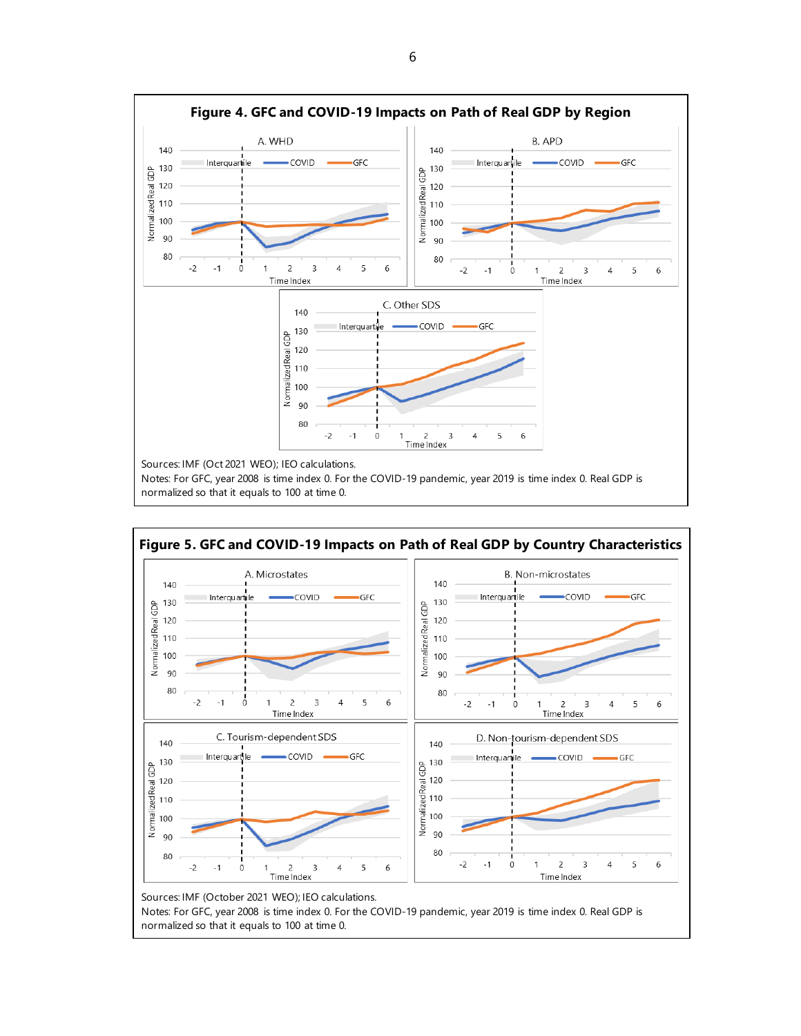**Figure 4. GFC and COVID-19 Impacts on Path of Real GDP by Region**

Sources: IMF (Oct 2021 WEO); IEO calculations.
Notes: For GFC, year 2008 is time index 0. For the COVID-19 pandemic, year 2019 is time index 0. Real GDP is normalized so that it equals to 100 at time 0.

**Figure 5. GFC and COVID-19 Impacts on Path of Real GDP by Country Characteristics**

Sources: IMF (October 2021 WEO); IEO calculations.
Notes: For GFC, year 2008 is time index 0. For the COVID-19 pandemic, year 2019 is time index 0. Real GDP is normalized so that it equals to 100 at time 0.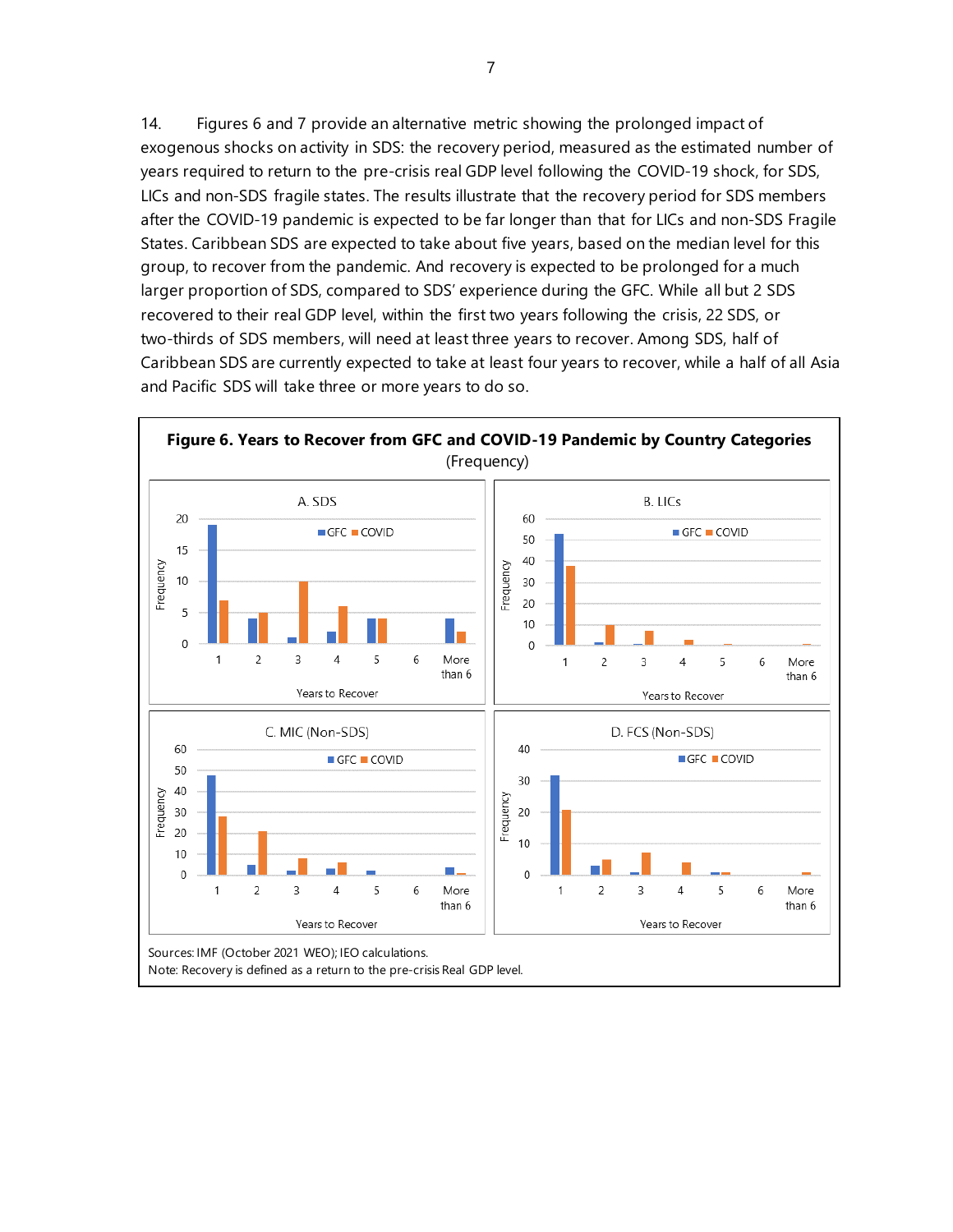14. Figures 6 and 7 provide an alternative metric showing the prolonged impact of exogenous shocks on activity in SDS: the recovery period, measured as the estimated number of years required to return to the pre-crisis real GDP level following the COVID-19 shock, for SDS, LICs and non-SDS fragile states. The results illustrate that the recovery period for SDS members after the COVID-19 pandemic is expected to be far longer than that for LICs and non-SDS Fragile States. Caribbean SDS are expected to take about five years, based on the median level for this group, to recover from the pandemic. And recovery is expected to be prolonged for a much larger proportion of SDS, compared to SDS' experience during the GFC. While all but 2 SDS recovered to their real GDP level, within the first two years following the crisis, 22 SDS, or two-thirds of SDS members, will need at least three years to recover. Among SDS, half of Caribbean SDS are currently expected to take at least four years to recover, while a half of all Asia and Pacific SDS will take three or more years to do so.

**Figure 6. Years to Recover from GFC and COVID-19 Pandemic by Country Categories**
(Frequency)

A. SDS

| Years to Recover | GFC | COVID |
|---|---|---|
| 1 | 19 | 7 |
| 2 | 4 | 5 |
| 3 | 1 | 10 |
| 4 | 2 | 6 |
| 5 | 4 | 4 |
| 6 | | |
| More than 6 | 4 | 2 |

B. LICs

| Years to Recover | GFC | COVID |
|---|---|---|
| 1 | 53 | 38 |
| 2 | 2 | 10 |
| 3 | 1 | 7 |
| 4 | | 3 |
| 5 | | 1 |
| 6 | | |
| More than 6 | | 1 |

C. MIC (Non-SDS)

| Years to Recover | GFC | COVID |
|---|---|---|
| 1 | 48 | 28 |
| 2 | 5 | 21 |
| 3 | 2 | 8 |
| 4 | 3 | 6 |
| 5 | 2 | |
| 6 | | |
| More than 6 | 4 | 1 |

D. FCS (Non-SDS)

| Years to Recover | GFC | COVID |
|---|---|---|
| 1 | 32 | 21 |
| 2 | 3 | 5 |
| 3 | 1 | 7 |
| 4 | | 4 |
| 5 | 1 | 1 |
| 6 | | |
| More than 6 | | 1 |

Sources: IMF (October 2021 WEO); IEO calculations.
Note: Recovery is defined as a return to the pre-crisis Real GDP level.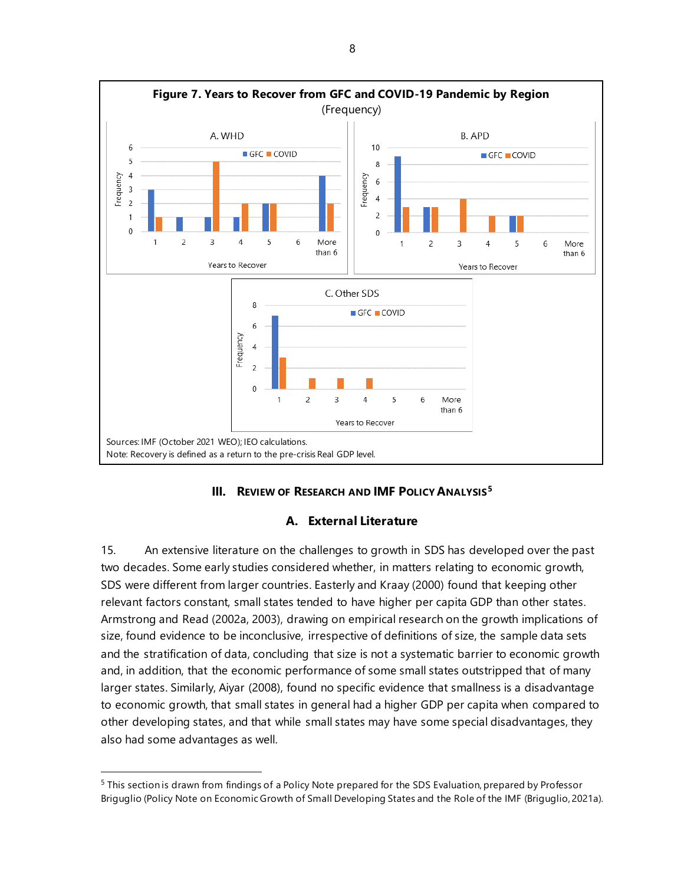**Figure 7. Years to Recover from GFC and COVID-19 Pandemic by Region**

(Frequency)

A. WHD

| Years to Recover | GFC | COVID |
|---|---|---|
| 1 | 3 | 1 |
| 2 | 1 | |
| 3 | 1 | 5 |
| 4 | 1 | 2 |
| 5 | 2 | 2 |
| 6 | | |
| More than 6 | 4 | 2 |

B. APD

| Years to Recover | GFC | COVID |
|---|---|---|
| 1 | 9 | 3 |
| 2 | 3 | 3 |
| 3 | | 4 |
| 4 | | 2 |
| 5 | 2 | 2 |
| 6 | | |
| More than 6 | | |

C. Other SDS

| Years to Recover | GFC | COVID |
|---|---|---|
| 1 | 7 | 3 |
| 2 | | 1 |
| 3 | | 1 |
| 4 | | 1 |
| 5 | | |
| 6 | | |
| More than 6 | | |

Sources: IMF (October 2021 WEO); IEO calculations.
Note: Recovery is defined as a return to the pre-crisis Real GDP level.

## III. Review of Research and IMF Policy Analysis[5]

### A. External Literature

15. An extensive literature on the challenges to growth in SDS has developed over the past two decades. Some early studies considered whether, in matters relating to economic growth, SDS were different from larger countries. Easterly and Kraay (2000) found that keeping other relevant factors constant, small states tended to have higher per capita GDP than other states. Armstrong and Read (2002a, 2003), drawing on empirical research on the growth implications of size, found evidence to be inconclusive, irrespective of definitions of size, the sample data sets and the stratification of data, concluding that size is not a systematic barrier to economic growth and, in addition, that the economic performance of some small states outstripped that of many larger states. Similarly, Aiyar (2008), found no specific evidence that smallness is a disadvantage to economic growth, that small states in general had a higher GDP per capita when compared to other developing states, and that while small states may have some special disadvantages, they also had some advantages as well.

---

[5] This section is drawn from findings of a Policy Note prepared for the SDS Evaluation, prepared by Professor Briguglio (Policy Note on Economic Growth of Small Developing States and the Role of the IMF (Briguglio, 2021a).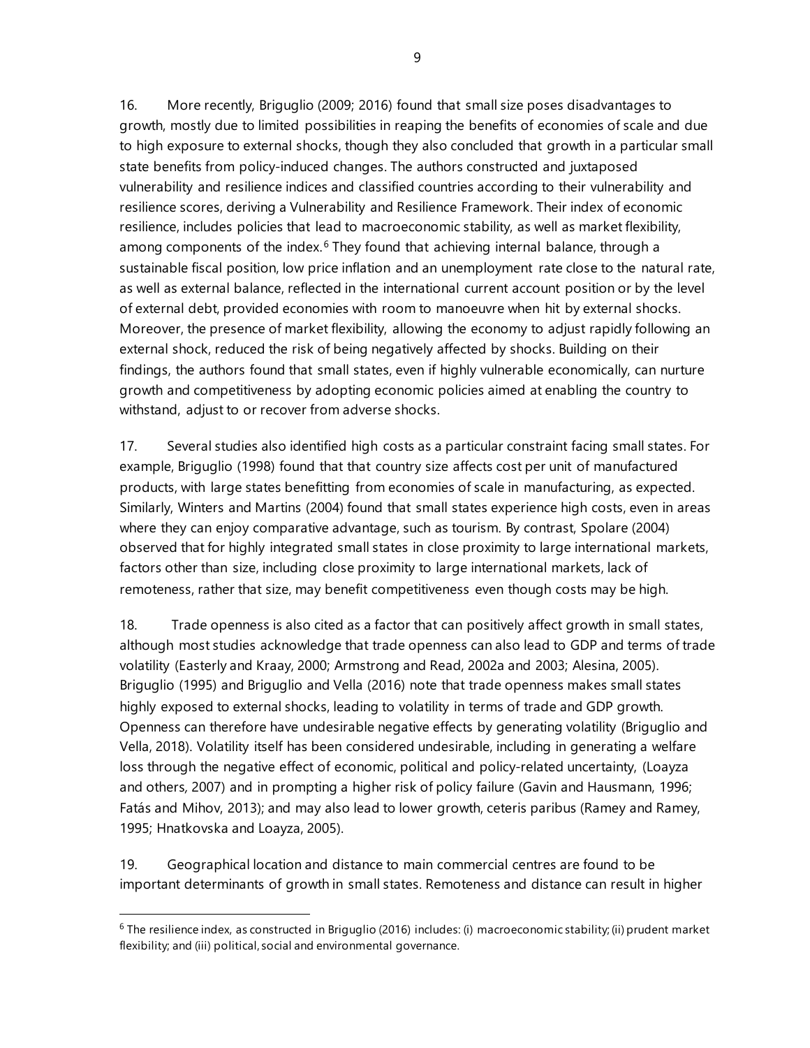16. More recently, Briguglio (2009; 2016) found that small size poses disadvantages to growth, mostly due to limited possibilities in reaping the benefits of economies of scale and due to high exposure to external shocks, though they also concluded that growth in a particular small state benefits from policy-induced changes. The authors constructed and juxtaposed vulnerability and resilience indices and classified countries according to their vulnerability and resilience scores, deriving a Vulnerability and Resilience Framework. Their index of economic resilience, includes policies that lead to macroeconomic stability, as well as market flexibility, among components of the index.[6] They found that achieving internal balance, through a sustainable fiscal position, low price inflation and an unemployment rate close to the natural rate, as well as external balance, reflected in the international current account position or by the level of external debt, provided economies with room to manoeuvre when hit by external shocks. Moreover, the presence of market flexibility, allowing the economy to adjust rapidly following an external shock, reduced the risk of being negatively affected by shocks. Building on their findings, the authors found that small states, even if highly vulnerable economically, can nurture growth and competitiveness by adopting economic policies aimed at enabling the country to withstand, adjust to or recover from adverse shocks.

17. Several studies also identified high costs as a particular constraint facing small states. For example, Briguglio (1998) found that that country size affects cost per unit of manufactured products, with large states benefitting from economies of scale in manufacturing, as expected. Similarly, Winters and Martins (2004) found that small states experience high costs, even in areas where they can enjoy comparative advantage, such as tourism. By contrast, Spolare (2004) observed that for highly integrated small states in close proximity to large international markets, factors other than size, including close proximity to large international markets, lack of remoteness, rather that size, may benefit competitiveness even though costs may be high.

18. Trade openness is also cited as a factor that can positively affect growth in small states, although most studies acknowledge that trade openness can also lead to GDP and terms of trade volatility (Easterly and Kraay, 2000; Armstrong and Read, 2002a and 2003; Alesina, 2005). Briguglio (1995) and Briguglio and Vella (2016) note that trade openness makes small states highly exposed to external shocks, leading to volatility in terms of trade and GDP growth. Openness can therefore have undesirable negative effects by generating volatility (Briguglio and Vella, 2018). Volatility itself has been considered undesirable, including in generating a welfare loss through the negative effect of economic, political and policy-related uncertainty, (Loayza and others, 2007) and in prompting a higher risk of policy failure (Gavin and Hausmann, 1996; Fatás and Mihov, 2013); and may also lead to lower growth, ceteris paribus (Ramey and Ramey, 1995; Hnatkovska and Loayza, 2005).

19. Geographical location and distance to main commercial centres are found to be important determinants of growth in small states. Remoteness and distance can result in higher

[6] The resilience index, as constructed in Briguglio (2016) includes: (i) macroeconomic stability; (ii) prudent market flexibility; and (iii) political, social and environmental governance.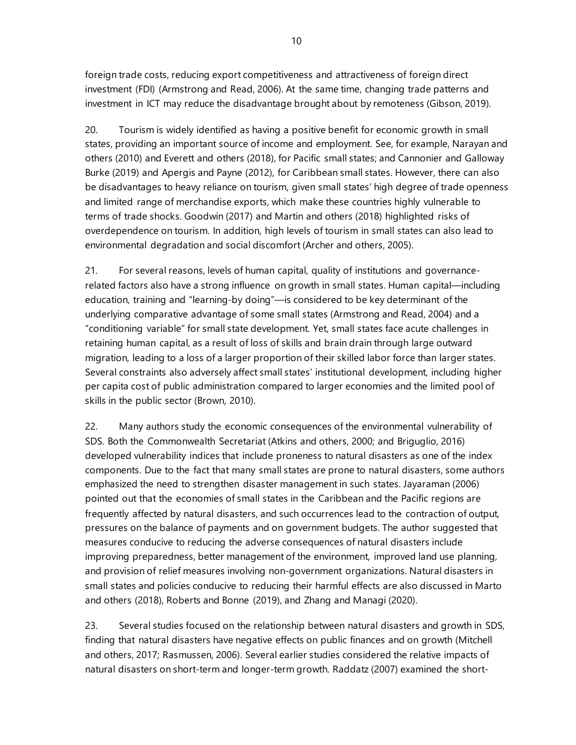foreign trade costs, reducing export competitiveness and attractiveness of foreign direct investment (FDI) (Armstrong and Read, 2006). At the same time, changing trade patterns and investment in ICT may reduce the disadvantage brought about by remoteness (Gibson, 2019).

20. Tourism is widely identified as having a positive benefit for economic growth in small states, providing an important source of income and employment. See, for example, Narayan and others (2010) and Everett and others (2018), for Pacific small states; and Cannonier and Galloway Burke (2019) and Apergis and Payne (2012), for Caribbean small states. However, there can also be disadvantages to heavy reliance on tourism, given small states' high degree of trade openness and limited range of merchandise exports, which make these countries highly vulnerable to terms of trade shocks. Goodwin (2017) and Martin and others (2018) highlighted risks of overdependence on tourism. In addition, high levels of tourism in small states can also lead to environmental degradation and social discomfort (Archer and others, 2005).

21. For several reasons, levels of human capital, quality of institutions and governance-related factors also have a strong influence on growth in small states. Human capital—including education, training and "learning-by doing"—is considered to be key determinant of the underlying comparative advantage of some small states (Armstrong and Read, 2004) and a "conditioning variable" for small state development. Yet, small states face acute challenges in retaining human capital, as a result of loss of skills and brain drain through large outward migration, leading to a loss of a larger proportion of their skilled labor force than larger states. Several constraints also adversely affect small states' institutional development, including higher per capita cost of public administration compared to larger economies and the limited pool of skills in the public sector (Brown, 2010).

22. Many authors study the economic consequences of the environmental vulnerability of SDS. Both the Commonwealth Secretariat (Atkins and others, 2000; and Briguglio, 2016) developed vulnerability indices that include proneness to natural disasters as one of the index components. Due to the fact that many small states are prone to natural disasters, some authors emphasized the need to strengthen disaster management in such states. Jayaraman (2006) pointed out that the economies of small states in the Caribbean and the Pacific regions are frequently affected by natural disasters, and such occurrences lead to the contraction of output, pressures on the balance of payments and on government budgets. The author suggested that measures conducive to reducing the adverse consequences of natural disasters include improving preparedness, better management of the environment, improved land use planning, and provision of relief measures involving non-government organizations. Natural disasters in small states and policies conducive to reducing their harmful effects are also discussed in Marto and others (2018), Roberts and Bonne (2019), and Zhang and Managi (2020).

23. Several studies focused on the relationship between natural disasters and growth in SDS, finding that natural disasters have negative effects on public finances and on growth (Mitchell and others, 2017; Rasmussen, 2006). Several earlier studies considered the relative impacts of natural disasters on short-term and longer-term growth. Raddatz (2007) examined the short-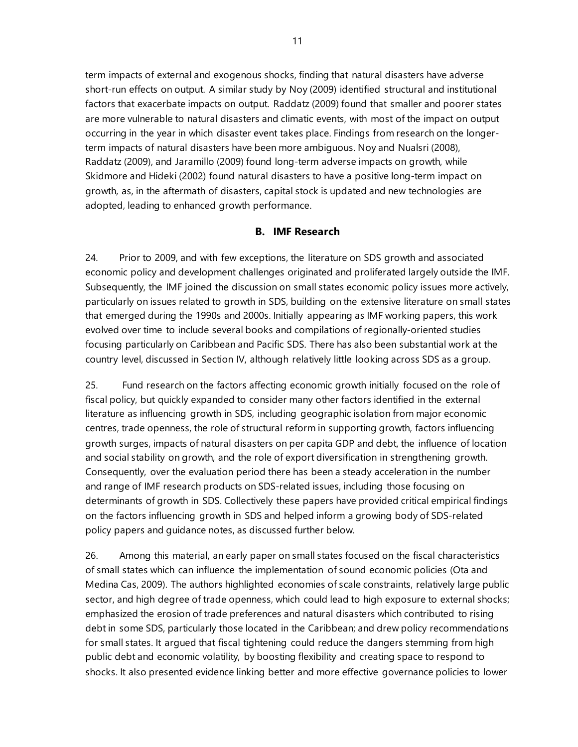term impacts of external and exogenous shocks, finding that natural disasters have adverse short-run effects on output. A similar study by Noy (2009) identified structural and institutional factors that exacerbate impacts on output. Raddatz (2009) found that smaller and poorer states are more vulnerable to natural disasters and climatic events, with most of the impact on output occurring in the year in which disaster event takes place. Findings from research on the longer-term impacts of natural disasters have been more ambiguous. Noy and Nualsri (2008), Raddatz (2009), and Jaramillo (2009) found long-term adverse impacts on growth, while Skidmore and Hideki (2002) found natural disasters to have a positive long-term impact on growth, as, in the aftermath of disasters, capital stock is updated and new technologies are adopted, leading to enhanced growth performance.

### B. IMF Research

24. Prior to 2009, and with few exceptions, the literature on SDS growth and associated economic policy and development challenges originated and proliferated largely outside the IMF. Subsequently, the IMF joined the discussion on small states economic policy issues more actively, particularly on issues related to growth in SDS, building on the extensive literature on small states that emerged during the 1990s and 2000s. Initially appearing as IMF working papers, this work evolved over time to include several books and compilations of regionally-oriented studies focusing particularly on Caribbean and Pacific SDS. There has also been substantial work at the country level, discussed in Section IV, although relatively little looking across SDS as a group.

25. Fund research on the factors affecting economic growth initially focused on the role of fiscal policy, but quickly expanded to consider many other factors identified in the external literature as influencing growth in SDS, including geographic isolation from major economic centres, trade openness, the role of structural reform in supporting growth, factors influencing growth surges, impacts of natural disasters on per capita GDP and debt, the influence of location and social stability on growth, and the role of export diversification in strengthening growth. Consequently, over the evaluation period there has been a steady acceleration in the number and range of IMF research products on SDS-related issues, including those focusing on determinants of growth in SDS. Collectively these papers have provided critical empirical findings on the factors influencing growth in SDS and helped inform a growing body of SDS-related policy papers and guidance notes, as discussed further below.

26. Among this material, an early paper on small states focused on the fiscal characteristics of small states which can influence the implementation of sound economic policies (Ota and Medina Cas, 2009). The authors highlighted economies of scale constraints, relatively large public sector, and high degree of trade openness, which could lead to high exposure to external shocks; emphasized the erosion of trade preferences and natural disasters which contributed to rising debt in some SDS, particularly those located in the Caribbean; and drew policy recommendations for small states. It argued that fiscal tightening could reduce the dangers stemming from high public debt and economic volatility, by boosting flexibility and creating space to respond to shocks. It also presented evidence linking better and more effective governance policies to lower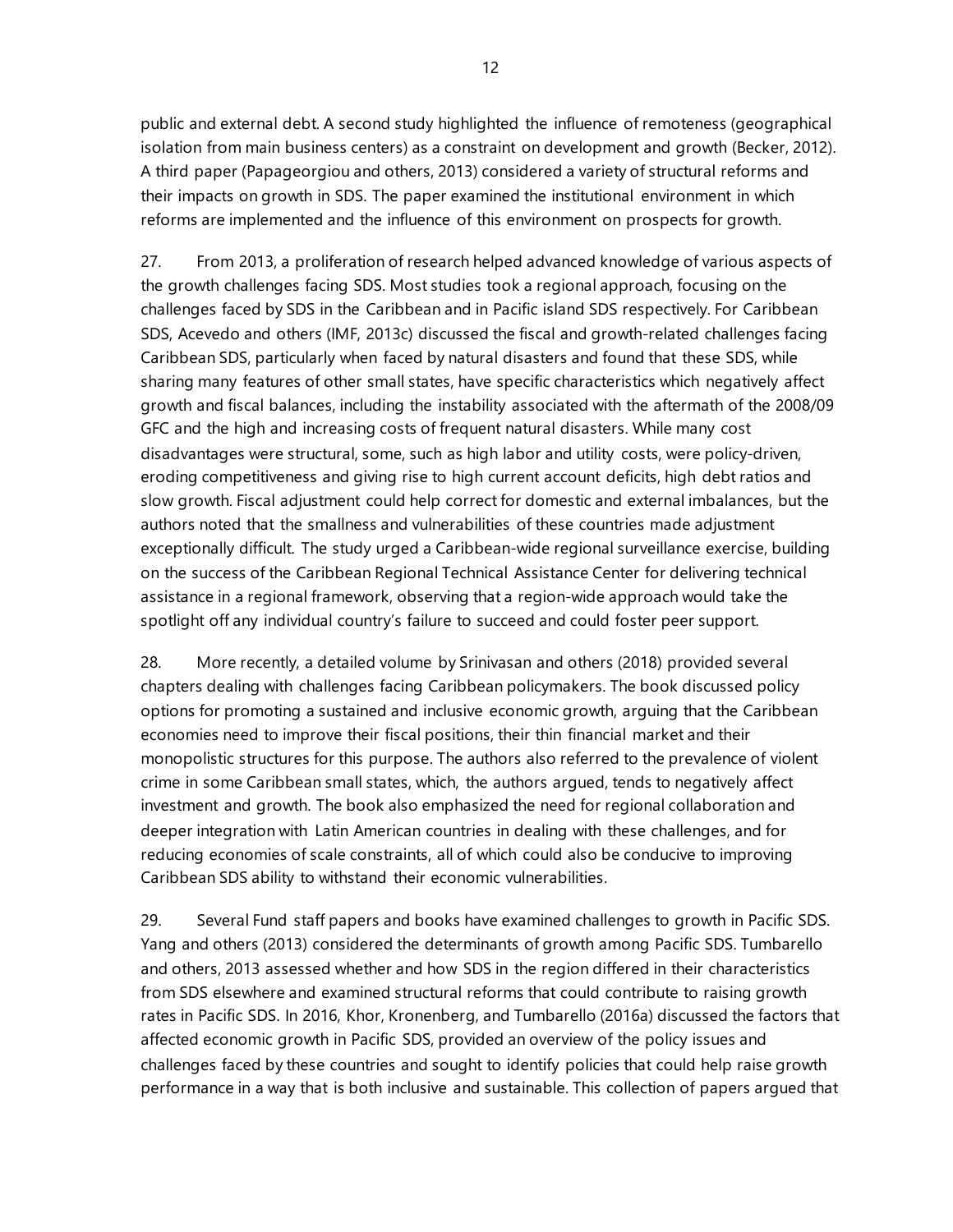public and external debt. A second study highlighted the influence of remoteness (geographical isolation from main business centers) as a constraint on development and growth (Becker, 2012). A third paper (Papageorgiou and others, 2013) considered a variety of structural reforms and their impacts on growth in SDS. The paper examined the institutional environment in which reforms are implemented and the influence of this environment on prospects for growth.

27. From 2013, a proliferation of research helped advanced knowledge of various aspects of the growth challenges facing SDS. Most studies took a regional approach, focusing on the challenges faced by SDS in the Caribbean and in Pacific island SDS respectively. For Caribbean SDS, Acevedo and others (IMF, 2013c) discussed the fiscal and growth-related challenges facing Caribbean SDS, particularly when faced by natural disasters and found that these SDS, while sharing many features of other small states, have specific characteristics which negatively affect growth and fiscal balances, including the instability associated with the aftermath of the 2008/09 GFC and the high and increasing costs of frequent natural disasters. While many cost disadvantages were structural, some, such as high labor and utility costs, were policy-driven, eroding competitiveness and giving rise to high current account deficits, high debt ratios and slow growth. Fiscal adjustment could help correct for domestic and external imbalances, but the authors noted that the smallness and vulnerabilities of these countries made adjustment exceptionally difficult. The study urged a Caribbean-wide regional surveillance exercise, building on the success of the Caribbean Regional Technical Assistance Center for delivering technical assistance in a regional framework, observing that a region-wide approach would take the spotlight off any individual country's failure to succeed and could foster peer support.

28. More recently, a detailed volume by Srinivasan and others (2018) provided several chapters dealing with challenges facing Caribbean policymakers. The book discussed policy options for promoting a sustained and inclusive economic growth, arguing that the Caribbean economies need to improve their fiscal positions, their thin financial market and their monopolistic structures for this purpose. The authors also referred to the prevalence of violent crime in some Caribbean small states, which, the authors argued, tends to negatively affect investment and growth. The book also emphasized the need for regional collaboration and deeper integration with Latin American countries in dealing with these challenges, and for reducing economies of scale constraints, all of which could also be conducive to improving Caribbean SDS ability to withstand their economic vulnerabilities.

29. Several Fund staff papers and books have examined challenges to growth in Pacific SDS. Yang and others (2013) considered the determinants of growth among Pacific SDS. Tumbarello and others, 2013 assessed whether and how SDS in the region differed in their characteristics from SDS elsewhere and examined structural reforms that could contribute to raising growth rates in Pacific SDS. In 2016, Khor, Kronenberg, and Tumbarello (2016a) discussed the factors that affected economic growth in Pacific SDS, provided an overview of the policy issues and challenges faced by these countries and sought to identify policies that could help raise growth performance in a way that is both inclusive and sustainable. This collection of papers argued that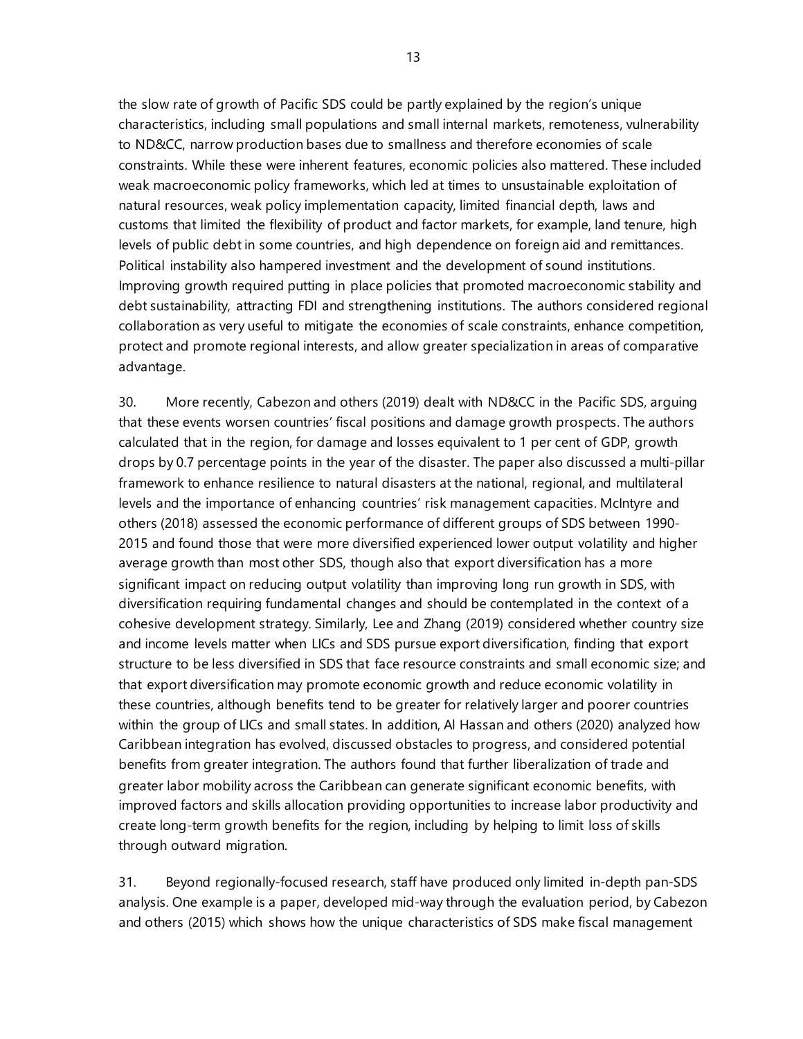the slow rate of growth of Pacific SDS could be partly explained by the region's unique characteristics, including small populations and small internal markets, remoteness, vulnerability to ND&CC, narrow production bases due to smallness and therefore economies of scale constraints. While these were inherent features, economic policies also mattered. These included weak macroeconomic policy frameworks, which led at times to unsustainable exploitation of natural resources, weak policy implementation capacity, limited financial depth, laws and customs that limited the flexibility of product and factor markets, for example, land tenure, high levels of public debt in some countries, and high dependence on foreign aid and remittances. Political instability also hampered investment and the development of sound institutions. Improving growth required putting in place policies that promoted macroeconomic stability and debt sustainability, attracting FDI and strengthening institutions. The authors considered regional collaboration as very useful to mitigate the economies of scale constraints, enhance competition, protect and promote regional interests, and allow greater specialization in areas of comparative advantage.

30. More recently, Cabezon and others (2019) dealt with ND&CC in the Pacific SDS, arguing that these events worsen countries' fiscal positions and damage growth prospects. The authors calculated that in the region, for damage and losses equivalent to 1 per cent of GDP, growth drops by 0.7 percentage points in the year of the disaster. The paper also discussed a multi-pillar framework to enhance resilience to natural disasters at the national, regional, and multilateral levels and the importance of enhancing countries' risk management capacities. McIntyre and others (2018) assessed the economic performance of different groups of SDS between 1990-2015 and found those that were more diversified experienced lower output volatility and higher average growth than most other SDS, though also that export diversification has a more significant impact on reducing output volatility than improving long run growth in SDS, with diversification requiring fundamental changes and should be contemplated in the context of a cohesive development strategy. Similarly, Lee and Zhang (2019) considered whether country size and income levels matter when LICs and SDS pursue export diversification, finding that export structure to be less diversified in SDS that face resource constraints and small economic size; and that export diversification may promote economic growth and reduce economic volatility in these countries, although benefits tend to be greater for relatively larger and poorer countries within the group of LICs and small states. In addition, Al Hassan and others (2020) analyzed how Caribbean integration has evolved, discussed obstacles to progress, and considered potential benefits from greater integration. The authors found that further liberalization of trade and greater labor mobility across the Caribbean can generate significant economic benefits, with improved factors and skills allocation providing opportunities to increase labor productivity and create long-term growth benefits for the region, including by helping to limit loss of skills through outward migration.

31. Beyond regionally-focused research, staff have produced only limited in-depth pan-SDS analysis. One example is a paper, developed mid-way through the evaluation period, by Cabezon and others (2015) which shows how the unique characteristics of SDS make fiscal management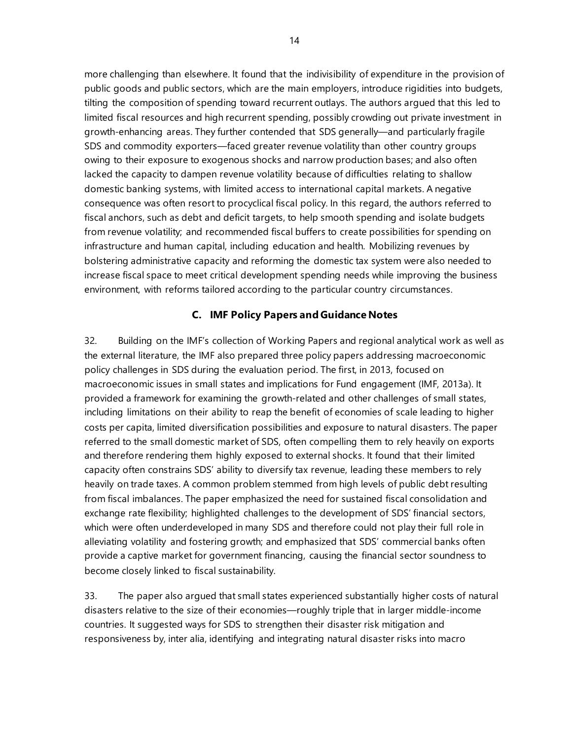more challenging than elsewhere. It found that the indivisibility of expenditure in the provision of public goods and public sectors, which are the main employers, introduce rigidities into budgets, tilting the composition of spending toward recurrent outlays. The authors argued that this led to limited fiscal resources and high recurrent spending, possibly crowding out private investment in growth-enhancing areas. They further contended that SDS generally—and particularly fragile SDS and commodity exporters—faced greater revenue volatility than other country groups owing to their exposure to exogenous shocks and narrow production bases; and also often lacked the capacity to dampen revenue volatility because of difficulties relating to shallow domestic banking systems, with limited access to international capital markets. A negative consequence was often resort to procyclical fiscal policy. In this regard, the authors referred to fiscal anchors, such as debt and deficit targets, to help smooth spending and isolate budgets from revenue volatility; and recommended fiscal buffers to create possibilities for spending on infrastructure and human capital, including education and health. Mobilizing revenues by bolstering administrative capacity and reforming the domestic tax system were also needed to increase fiscal space to meet critical development spending needs while improving the business environment, with reforms tailored according to the particular country circumstances.

## C. IMF Policy Papers and Guidance Notes

32. Building on the IMF's collection of Working Papers and regional analytical work as well as the external literature, the IMF also prepared three policy papers addressing macroeconomic policy challenges in SDS during the evaluation period. The first, in 2013, focused on macroeconomic issues in small states and implications for Fund engagement (IMF, 2013a). It provided a framework for examining the growth-related and other challenges of small states, including limitations on their ability to reap the benefit of economies of scale leading to higher costs per capita, limited diversification possibilities and exposure to natural disasters. The paper referred to the small domestic market of SDS, often compelling them to rely heavily on exports and therefore rendering them highly exposed to external shocks. It found that their limited capacity often constrains SDS' ability to diversify tax revenue, leading these members to rely heavily on trade taxes. A common problem stemmed from high levels of public debt resulting from fiscal imbalances. The paper emphasized the need for sustained fiscal consolidation and exchange rate flexibility; highlighted challenges to the development of SDS' financial sectors, which were often underdeveloped in many SDS and therefore could not play their full role in alleviating volatility and fostering growth; and emphasized that SDS' commercial banks often provide a captive market for government financing, causing the financial sector soundness to become closely linked to fiscal sustainability.

33. The paper also argued that small states experienced substantially higher costs of natural disasters relative to the size of their economies—roughly triple that in larger middle-income countries. It suggested ways for SDS to strengthen their disaster risk mitigation and responsiveness by, inter alia, identifying and integrating natural disaster risks into macro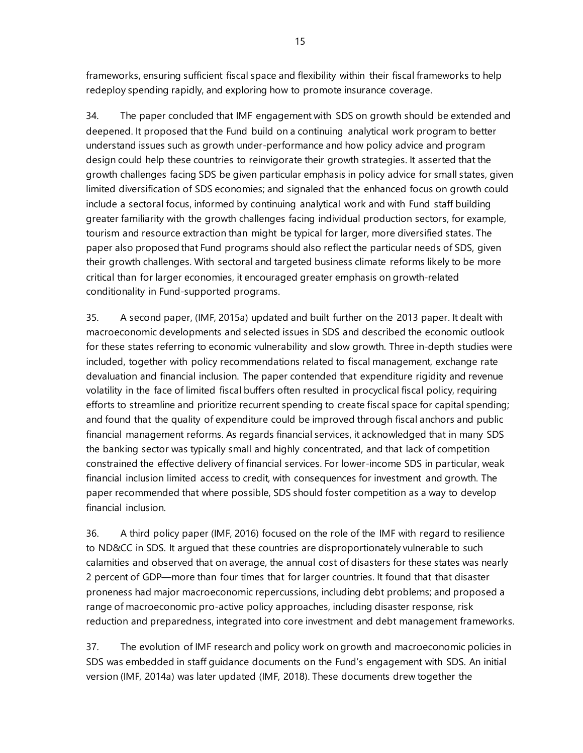frameworks, ensuring sufficient fiscal space and flexibility within their fiscal frameworks to help redeploy spending rapidly, and exploring how to promote insurance coverage.

34. The paper concluded that IMF engagement with SDS on growth should be extended and deepened. It proposed that the Fund build on a continuing analytical work program to better understand issues such as growth under-performance and how policy advice and program design could help these countries to reinvigorate their growth strategies. It asserted that the growth challenges facing SDS be given particular emphasis in policy advice for small states, given limited diversification of SDS economies; and signaled that the enhanced focus on growth could include a sectoral focus, informed by continuing analytical work and with Fund staff building greater familiarity with the growth challenges facing individual production sectors, for example, tourism and resource extraction than might be typical for larger, more diversified states. The paper also proposed that Fund programs should also reflect the particular needs of SDS, given their growth challenges. With sectoral and targeted business climate reforms likely to be more critical than for larger economies, it encouraged greater emphasis on growth-related conditionality in Fund-supported programs.

35. A second paper, (IMF, 2015a) updated and built further on the 2013 paper. It dealt with macroeconomic developments and selected issues in SDS and described the economic outlook for these states referring to economic vulnerability and slow growth. Three in-depth studies were included, together with policy recommendations related to fiscal management, exchange rate devaluation and financial inclusion. The paper contended that expenditure rigidity and revenue volatility in the face of limited fiscal buffers often resulted in procyclical fiscal policy, requiring efforts to streamline and prioritize recurrent spending to create fiscal space for capital spending; and found that the quality of expenditure could be improved through fiscal anchors and public financial management reforms. As regards financial services, it acknowledged that in many SDS the banking sector was typically small and highly concentrated, and that lack of competition constrained the effective delivery of financial services. For lower-income SDS in particular, weak financial inclusion limited access to credit, with consequences for investment and growth. The paper recommended that where possible, SDS should foster competition as a way to develop financial inclusion.

36. A third policy paper (IMF, 2016) focused on the role of the IMF with regard to resilience to ND&CC in SDS. It argued that these countries are disproportionately vulnerable to such calamities and observed that on average, the annual cost of disasters for these states was nearly 2 percent of GDP—more than four times that for larger countries. It found that that disaster proneness had major macroeconomic repercussions, including debt problems; and proposed a range of macroeconomic pro-active policy approaches, including disaster response, risk reduction and preparedness, integrated into core investment and debt management frameworks.

37. The evolution of IMF research and policy work on growth and macroeconomic policies in SDS was embedded in staff guidance documents on the Fund's engagement with SDS. An initial version (IMF, 2014a) was later updated (IMF, 2018). These documents drew together the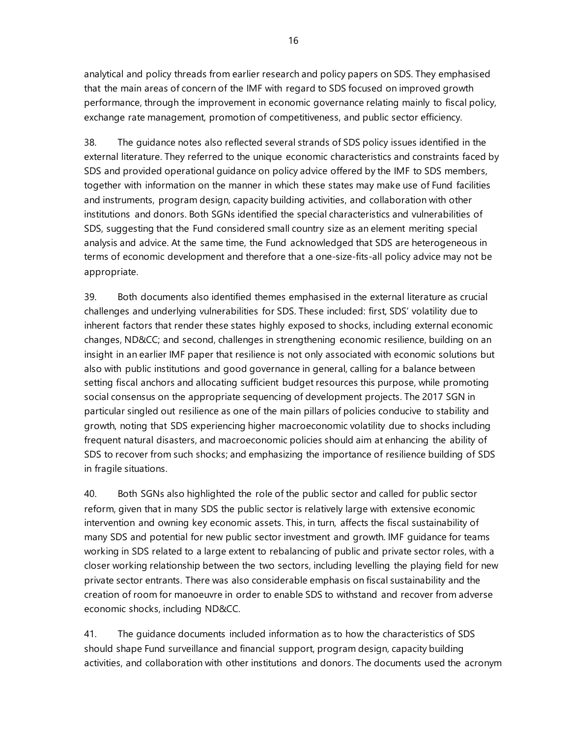analytical and policy threads from earlier research and policy papers on SDS. They emphasised that the main areas of concern of the IMF with regard to SDS focused on improved growth performance, through the improvement in economic governance relating mainly to fiscal policy, exchange rate management, promotion of competitiveness, and public sector efficiency.

38. The guidance notes also reflected several strands of SDS policy issues identified in the external literature. They referred to the unique economic characteristics and constraints faced by SDS and provided operational guidance on policy advice offered by the IMF to SDS members, together with information on the manner in which these states may make use of Fund facilities and instruments, program design, capacity building activities, and collaboration with other institutions and donors. Both SGNs identified the special characteristics and vulnerabilities of SDS, suggesting that the Fund considered small country size as an element meriting special analysis and advice. At the same time, the Fund acknowledged that SDS are heterogeneous in terms of economic development and therefore that a one-size-fits-all policy advice may not be appropriate.

39. Both documents also identified themes emphasised in the external literature as crucial challenges and underlying vulnerabilities for SDS. These included: first, SDS' volatility due to inherent factors that render these states highly exposed to shocks, including external economic changes, ND&CC; and second, challenges in strengthening economic resilience, building on an insight in an earlier IMF paper that resilience is not only associated with economic solutions but also with public institutions and good governance in general, calling for a balance between setting fiscal anchors and allocating sufficient budget resources this purpose, while promoting social consensus on the appropriate sequencing of development projects. The 2017 SGN in particular singled out resilience as one of the main pillars of policies conducive to stability and growth, noting that SDS experiencing higher macroeconomic volatility due to shocks including frequent natural disasters, and macroeconomic policies should aim at enhancing the ability of SDS to recover from such shocks; and emphasizing the importance of resilience building of SDS in fragile situations.

40. Both SGNs also highlighted the role of the public sector and called for public sector reform, given that in many SDS the public sector is relatively large with extensive economic intervention and owning key economic assets. This, in turn, affects the fiscal sustainability of many SDS and potential for new public sector investment and growth. IMF guidance for teams working in SDS related to a large extent to rebalancing of public and private sector roles, with a closer working relationship between the two sectors, including levelling the playing field for new private sector entrants. There was also considerable emphasis on fiscal sustainability and the creation of room for manoeuvre in order to enable SDS to withstand and recover from adverse economic shocks, including ND&CC.

41. The guidance documents included information as to how the characteristics of SDS should shape Fund surveillance and financial support, program design, capacity building activities, and collaboration with other institutions and donors. The documents used the acronym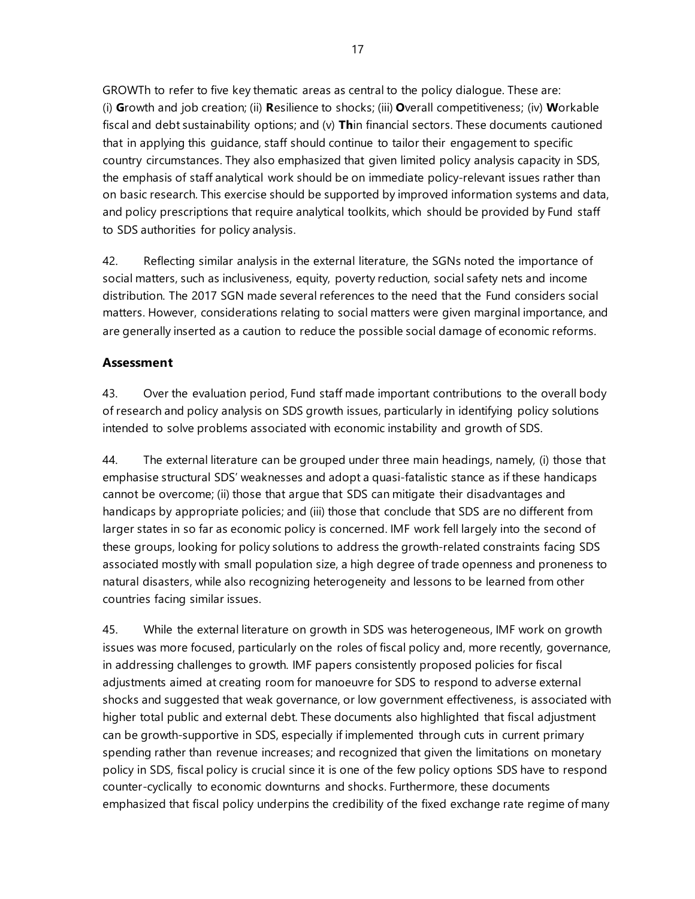GROWTh to refer to five key thematic areas as central to the policy dialogue. These are: (i) **G**rowth and job creation; (ii) **R**esilience to shocks; (iii) **O**verall competitiveness; (iv) **W**orkable fiscal and debt sustainability options; and (v) **Th**in financial sectors. These documents cautioned that in applying this guidance, staff should continue to tailor their engagement to specific country circumstances. They also emphasized that given limited policy analysis capacity in SDS, the emphasis of staff analytical work should be on immediate policy-relevant issues rather than on basic research. This exercise should be supported by improved information systems and data, and policy prescriptions that require analytical toolkits, which should be provided by Fund staff to SDS authorities for policy analysis.

42. Reflecting similar analysis in the external literature, the SGNs noted the importance of social matters, such as inclusiveness, equity, poverty reduction, social safety nets and income distribution. The 2017 SGN made several references to the need that the Fund considers social matters. However, considerations relating to social matters were given marginal importance, and are generally inserted as a caution to reduce the possible social damage of economic reforms.

### Assessment

43. Over the evaluation period, Fund staff made important contributions to the overall body of research and policy analysis on SDS growth issues, particularly in identifying policy solutions intended to solve problems associated with economic instability and growth of SDS.

44. The external literature can be grouped under three main headings, namely, (i) those that emphasise structural SDS' weaknesses and adopt a quasi-fatalistic stance as if these handicaps cannot be overcome; (ii) those that argue that SDS can mitigate their disadvantages and handicaps by appropriate policies; and (iii) those that conclude that SDS are no different from larger states in so far as economic policy is concerned. IMF work fell largely into the second of these groups, looking for policy solutions to address the growth-related constraints facing SDS associated mostly with small population size, a high degree of trade openness and proneness to natural disasters, while also recognizing heterogeneity and lessons to be learned from other countries facing similar issues.

45. While the external literature on growth in SDS was heterogeneous, IMF work on growth issues was more focused, particularly on the roles of fiscal policy and, more recently, governance, in addressing challenges to growth. IMF papers consistently proposed policies for fiscal adjustments aimed at creating room for manoeuvre for SDS to respond to adverse external shocks and suggested that weak governance, or low government effectiveness, is associated with higher total public and external debt. These documents also highlighted that fiscal adjustment can be growth-supportive in SDS, especially if implemented through cuts in current primary spending rather than revenue increases; and recognized that given the limitations on monetary policy in SDS, fiscal policy is crucial since it is one of the few policy options SDS have to respond counter-cyclically to economic downturns and shocks. Furthermore, these documents emphasized that fiscal policy underpins the credibility of the fixed exchange rate regime of many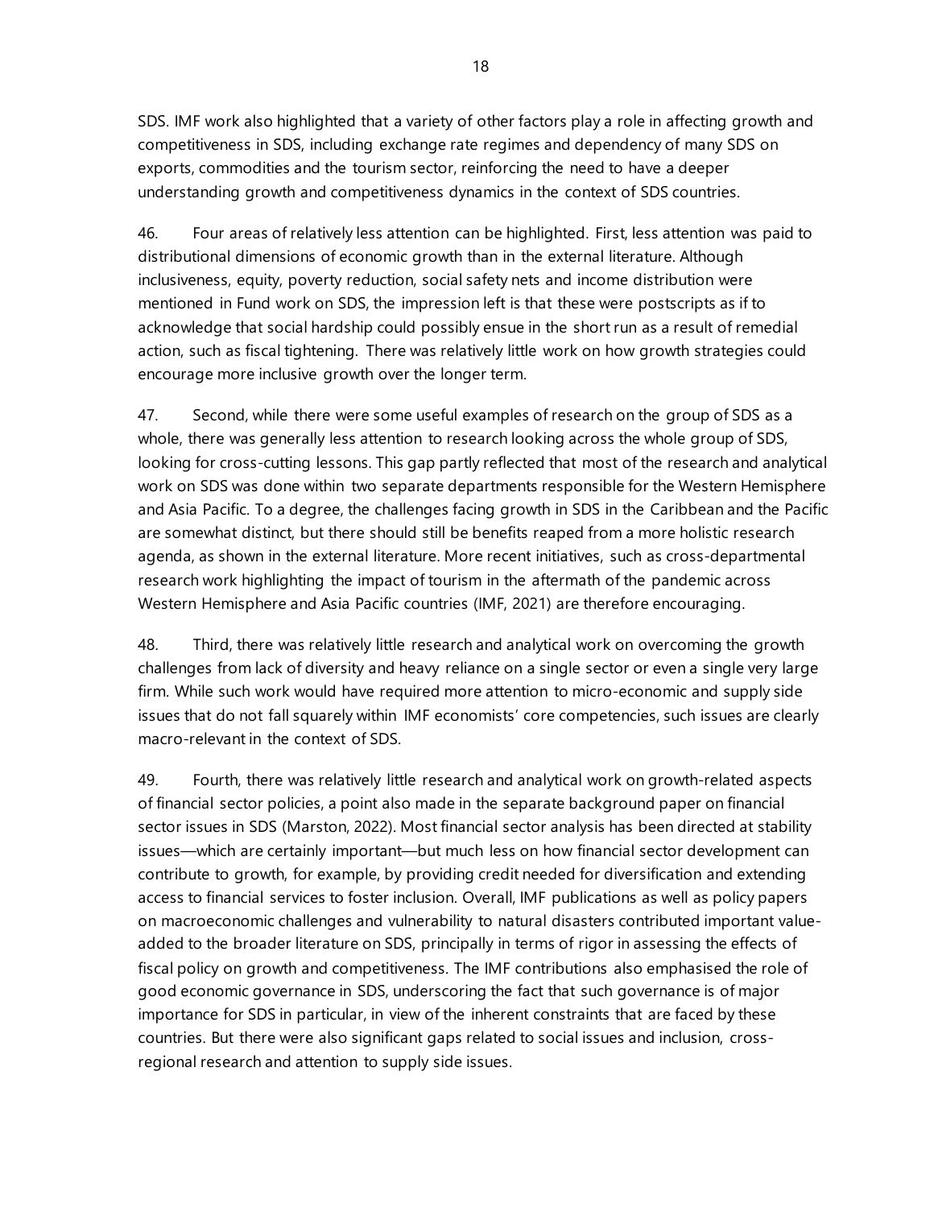SDS. IMF work also highlighted that a variety of other factors play a role in affecting growth and competitiveness in SDS, including exchange rate regimes and dependency of many SDS on exports, commodities and the tourism sector, reinforcing the need to have a deeper understanding growth and competitiveness dynamics in the context of SDS countries.

46. Four areas of relatively less attention can be highlighted. First, less attention was paid to distributional dimensions of economic growth than in the external literature. Although inclusiveness, equity, poverty reduction, social safety nets and income distribution were mentioned in Fund work on SDS, the impression left is that these were postscripts as if to acknowledge that social hardship could possibly ensue in the short run as a result of remedial action, such as fiscal tightening. There was relatively little work on how growth strategies could encourage more inclusive growth over the longer term.

47. Second, while there were some useful examples of research on the group of SDS as a whole, there was generally less attention to research looking across the whole group of SDS, looking for cross-cutting lessons. This gap partly reflected that most of the research and analytical work on SDS was done within two separate departments responsible for the Western Hemisphere and Asia Pacific. To a degree, the challenges facing growth in SDS in the Caribbean and the Pacific are somewhat distinct, but there should still be benefits reaped from a more holistic research agenda, as shown in the external literature. More recent initiatives, such as cross-departmental research work highlighting the impact of tourism in the aftermath of the pandemic across Western Hemisphere and Asia Pacific countries (IMF, 2021) are therefore encouraging.

48. Third, there was relatively little research and analytical work on overcoming the growth challenges from lack of diversity and heavy reliance on a single sector or even a single very large firm. While such work would have required more attention to micro-economic and supply side issues that do not fall squarely within IMF economists' core competencies, such issues are clearly macro-relevant in the context of SDS.

49. Fourth, there was relatively little research and analytical work on growth-related aspects of financial sector policies, a point also made in the separate background paper on financial sector issues in SDS (Marston, 2022). Most financial sector analysis has been directed at stability issues—which are certainly important—but much less on how financial sector development can contribute to growth, for example, by providing credit needed for diversification and extending access to financial services to foster inclusion. Overall, IMF publications as well as policy papers on macroeconomic challenges and vulnerability to natural disasters contributed important value-added to the broader literature on SDS, principally in terms of rigor in assessing the effects of fiscal policy on growth and competitiveness. The IMF contributions also emphasised the role of good economic governance in SDS, underscoring the fact that such governance is of major importance for SDS in particular, in view of the inherent constraints that are faced by these countries. But there were also significant gaps related to social issues and inclusion, cross-regional research and attention to supply side issues.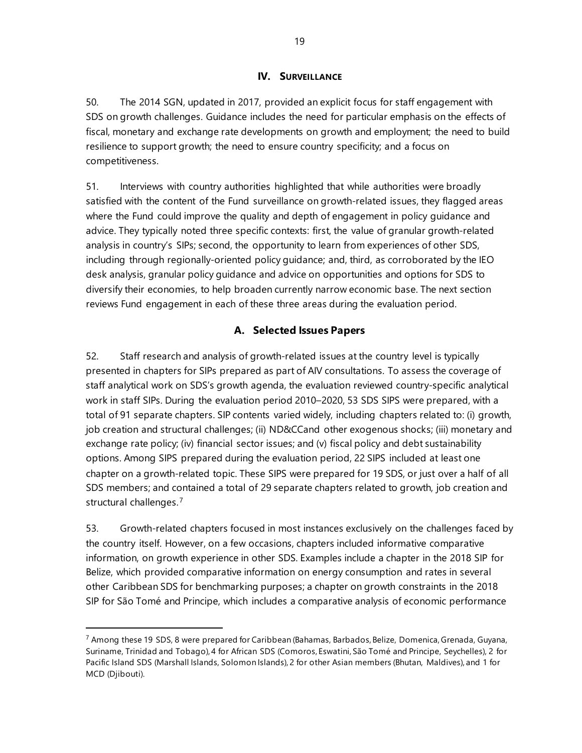## IV. SURVEILLANCE

50. The 2014 SGN, updated in 2017, provided an explicit focus for staff engagement with SDS on growth challenges. Guidance includes the need for particular emphasis on the effects of fiscal, monetary and exchange rate developments on growth and employment; the need to build resilience to support growth; the need to ensure country specificity; and a focus on competitiveness.

51. Interviews with country authorities highlighted that while authorities were broadly satisfied with the content of the Fund surveillance on growth-related issues, they flagged areas where the Fund could improve the quality and depth of engagement in policy guidance and advice. They typically noted three specific contexts: first, the value of granular growth-related analysis in country's SIPs; second, the opportunity to learn from experiences of other SDS, including through regionally-oriented policy guidance; and, third, as corroborated by the IEO desk analysis, granular policy guidance and advice on opportunities and options for SDS to diversify their economies, to help broaden currently narrow economic base. The next section reviews Fund engagement in each of these three areas during the evaluation period.

### A. Selected Issues Papers

52. Staff research and analysis of growth-related issues at the country level is typically presented in chapters for SIPs prepared as part of AIV consultations. To assess the coverage of staff analytical work on SDS's growth agenda, the evaluation reviewed country-specific analytical work in staff SIPs. During the evaluation period 2010–2020, 53 SDS SIPS were prepared, with a total of 91 separate chapters. SIP contents varied widely, including chapters related to: (i) growth, job creation and structural challenges; (ii) ND&CCand other exogenous shocks; (iii) monetary and exchange rate policy; (iv) financial sector issues; and (v) fiscal policy and debt sustainability options. Among SIPS prepared during the evaluation period, 22 SIPS included at least one chapter on a growth-related topic. These SIPS were prepared for 19 SDS, or just over a half of all SDS members; and contained a total of 29 separate chapters related to growth, job creation and structural challenges.[7]

53. Growth-related chapters focused in most instances exclusively on the challenges faced by the country itself. However, on a few occasions, chapters included informative comparative information, on growth experience in other SDS. Examples include a chapter in the 2018 SIP for Belize, which provided comparative information on energy consumption and rates in several other Caribbean SDS for benchmarking purposes; a chapter on growth constraints in the 2018 SIP for São Tomé and Principe, which includes a comparative analysis of economic performance

---

[7] Among these 19 SDS, 8 were prepared for Caribbean (Bahamas, Barbados, Belize, Domenica, Grenada, Guyana, Suriname, Trinidad and Tobago), 4 for African SDS (Comoros, Eswatini, São Tomé and Principe, Seychelles), 2 for Pacific Island SDS (Marshall Islands, Solomon Islands), 2 for other Asian members (Bhutan, Maldives), and 1 for MCD (Djibouti).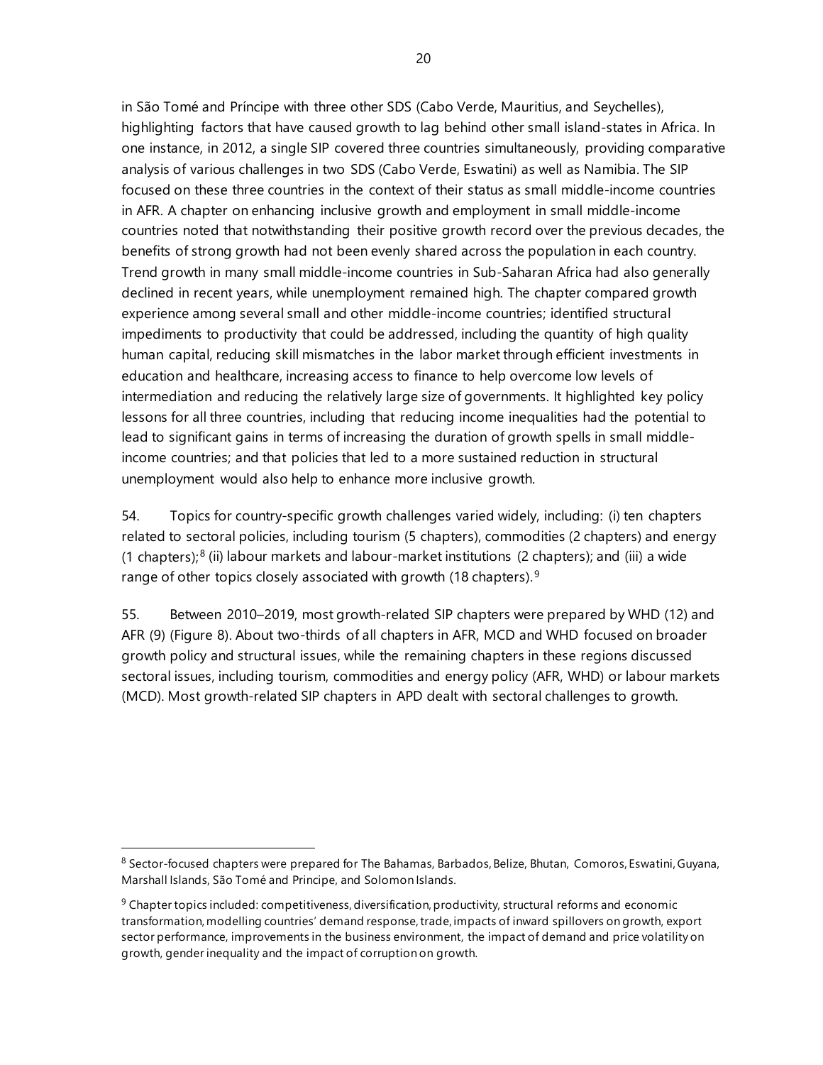in São Tomé and Príncipe with three other SDS (Cabo Verde, Mauritius, and Seychelles), highlighting factors that have caused growth to lag behind other small island-states in Africa. In one instance, in 2012, a single SIP covered three countries simultaneously, providing comparative analysis of various challenges in two SDS (Cabo Verde, Eswatini) as well as Namibia. The SIP focused on these three countries in the context of their status as small middle-income countries in AFR. A chapter on enhancing inclusive growth and employment in small middle-income countries noted that notwithstanding their positive growth record over the previous decades, the benefits of strong growth had not been evenly shared across the population in each country. Trend growth in many small middle-income countries in Sub-Saharan Africa had also generally declined in recent years, while unemployment remained high. The chapter compared growth experience among several small and other middle-income countries; identified structural impediments to productivity that could be addressed, including the quantity of high quality human capital, reducing skill mismatches in the labor market through efficient investments in education and healthcare, increasing access to finance to help overcome low levels of intermediation and reducing the relatively large size of governments. It highlighted key policy lessons for all three countries, including that reducing income inequalities had the potential to lead to significant gains in terms of increasing the duration of growth spells in small middle-income countries; and that policies that led to a more sustained reduction in structural unemployment would also help to enhance more inclusive growth.

54. Topics for country-specific growth challenges varied widely, including: (i) ten chapters related to sectoral policies, including tourism (5 chapters), commodities (2 chapters) and energy (1 chapters);[8] (ii) labour markets and labour-market institutions (2 chapters); and (iii) a wide range of other topics closely associated with growth (18 chapters).[9]

55. Between 2010–2019, most growth-related SIP chapters were prepared by WHD (12) and AFR (9) (Figure 8). About two-thirds of all chapters in AFR, MCD and WHD focused on broader growth policy and structural issues, while the remaining chapters in these regions discussed sectoral issues, including tourism, commodities and energy policy (AFR, WHD) or labour markets (MCD). Most growth-related SIP chapters in APD dealt with sectoral challenges to growth.

---

[8] Sector-focused chapters were prepared for The Bahamas, Barbados, Belize, Bhutan, Comoros, Eswatini, Guyana, Marshall Islands, São Tomé and Principe, and Solomon Islands.

[9] Chapter topics included: competitiveness, diversification, productivity, structural reforms and economic transformation, modelling countries' demand response, trade, impacts of inward spillovers on growth, export sector performance, improvements in the business environment, the impact of demand and price volatility on growth, gender inequality and the impact of corruption on growth.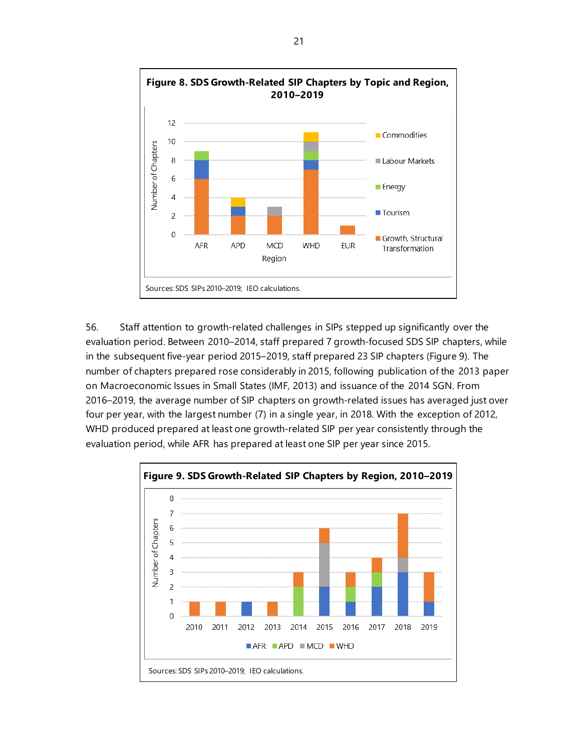**Figure 8. SDS Growth-Related SIP Chapters by Topic and Region, 2010–2019**

Sources: SDS SIPs 2010–2019; IEO calculations.

56. Staff attention to growth-related challenges in SIPs stepped up significantly over the evaluation period. Between 2010–2014, staff prepared 7 growth-focused SDS SIP chapters, while in the subsequent five-year period 2015–2019, staff prepared 23 SIP chapters (Figure 9). The number of chapters prepared rose considerably in 2015, following publication of the 2013 paper on Macroeconomic Issues in Small States (IMF, 2013) and issuance of the 2014 SGN. From 2016–2019, the average number of SIP chapters on growth-related issues has averaged just over four per year, with the largest number (7) in a single year, in 2018. With the exception of 2012, WHD produced prepared at least one growth-related SIP per year consistently through the evaluation period, while AFR has prepared at least one SIP per year since 2015.

**Figure 9. SDS Growth-Related SIP Chapters by Region, 2010–2019**

Sources: SDS SIPs 2010–2019; IEO calculations.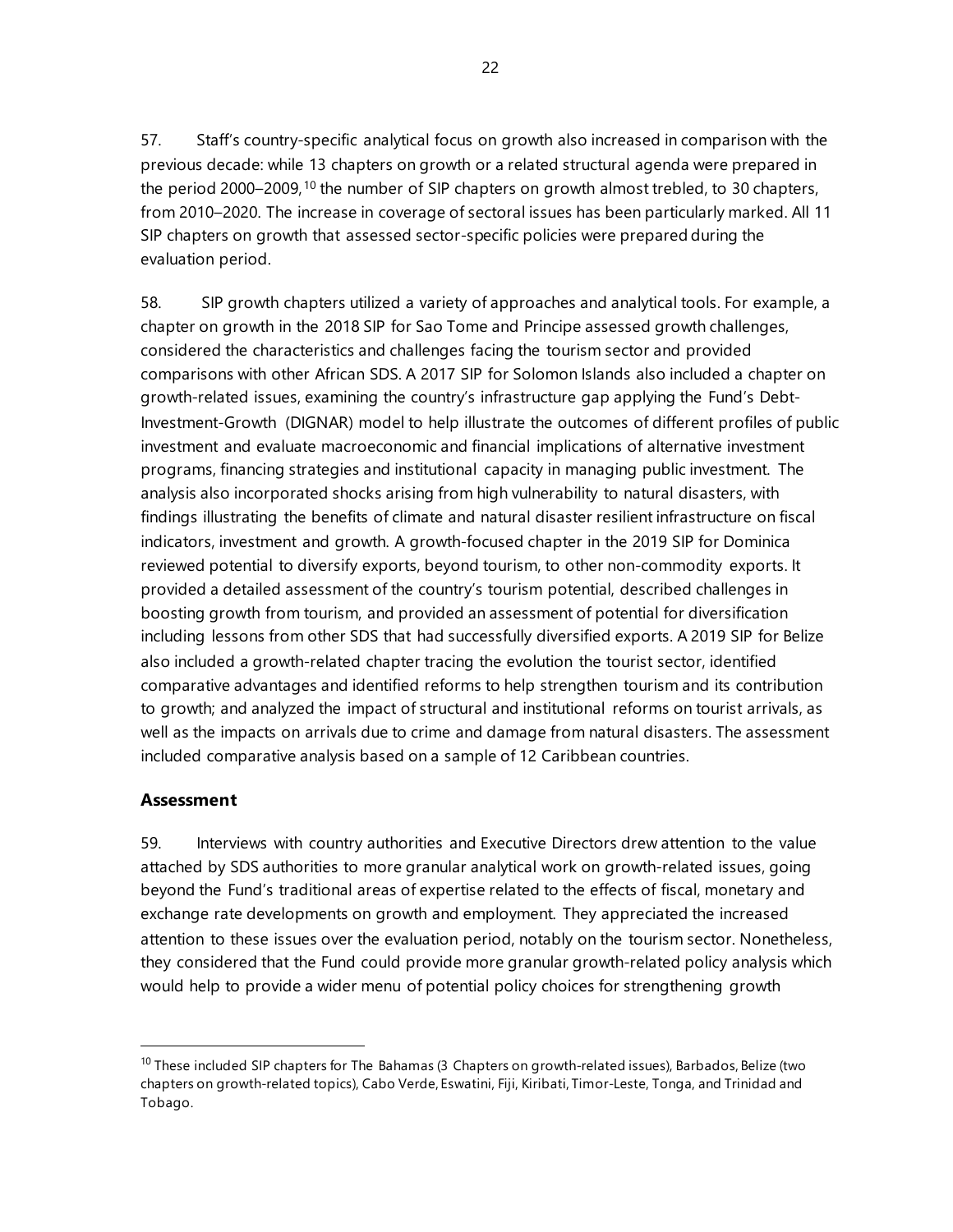57. Staff's country-specific analytical focus on growth also increased in comparison with the previous decade: while 13 chapters on growth or a related structural agenda were prepared in the period 2000–2009,[10] the number of SIP chapters on growth almost trebled, to 30 chapters, from 2010–2020. The increase in coverage of sectoral issues has been particularly marked. All 11 SIP chapters on growth that assessed sector-specific policies were prepared during the evaluation period.

58. SIP growth chapters utilized a variety of approaches and analytical tools. For example, a chapter on growth in the 2018 SIP for Sao Tome and Principe assessed growth challenges, considered the characteristics and challenges facing the tourism sector and provided comparisons with other African SDS. A 2017 SIP for Solomon Islands also included a chapter on growth-related issues, examining the country's infrastructure gap applying the Fund's Debt-Investment-Growth (DIGNAR) model to help illustrate the outcomes of different profiles of public investment and evaluate macroeconomic and financial implications of alternative investment programs, financing strategies and institutional capacity in managing public investment. The analysis also incorporated shocks arising from high vulnerability to natural disasters, with findings illustrating the benefits of climate and natural disaster resilient infrastructure on fiscal indicators, investment and growth. A growth-focused chapter in the 2019 SIP for Dominica reviewed potential to diversify exports, beyond tourism, to other non-commodity exports. It provided a detailed assessment of the country's tourism potential, described challenges in boosting growth from tourism, and provided an assessment of potential for diversification including lessons from other SDS that had successfully diversified exports. A 2019 SIP for Belize also included a growth-related chapter tracing the evolution the tourist sector, identified comparative advantages and identified reforms to help strengthen tourism and its contribution to growth; and analyzed the impact of structural and institutional reforms on tourist arrivals, as well as the impacts on arrivals due to crime and damage from natural disasters. The assessment included comparative analysis based on a sample of 12 Caribbean countries.

### Assessment

59. Interviews with country authorities and Executive Directors drew attention to the value attached by SDS authorities to more granular analytical work on growth-related issues, going beyond the Fund's traditional areas of expertise related to the effects of fiscal, monetary and exchange rate developments on growth and employment. They appreciated the increased attention to these issues over the evaluation period, notably on the tourism sector. Nonetheless, they considered that the Fund could provide more granular growth-related policy analysis which would help to provide a wider menu of potential policy choices for strengthening growth

---

[10] These included SIP chapters for The Bahamas (3 Chapters on growth-related issues), Barbados, Belize (two chapters on growth-related topics), Cabo Verde, Eswatini, Fiji, Kiribati, Timor-Leste, Tonga, and Trinidad and Tobago.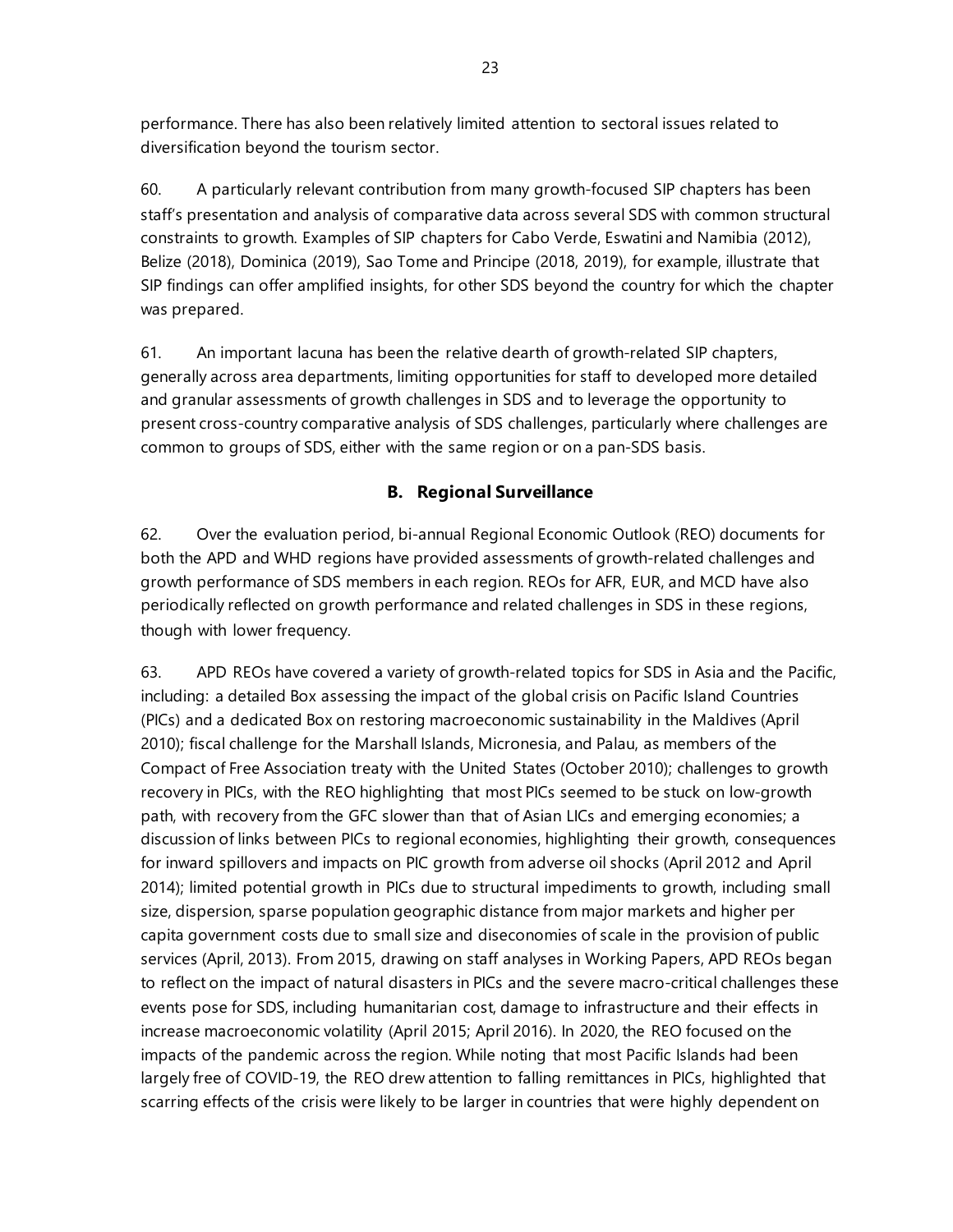performance. There has also been relatively limited attention to sectoral issues related to diversification beyond the tourism sector.

60. A particularly relevant contribution from many growth-focused SIP chapters has been staff's presentation and analysis of comparative data across several SDS with common structural constraints to growth. Examples of SIP chapters for Cabo Verde, Eswatini and Namibia (2012), Belize (2018), Dominica (2019), Sao Tome and Principe (2018, 2019), for example, illustrate that SIP findings can offer amplified insights, for other SDS beyond the country for which the chapter was prepared.

61. An important lacuna has been the relative dearth of growth-related SIP chapters, generally across area departments, limiting opportunities for staff to developed more detailed and granular assessments of growth challenges in SDS and to leverage the opportunity to present cross-country comparative analysis of SDS challenges, particularly where challenges are common to groups of SDS, either with the same region or on a pan-SDS basis.

## B. Regional Surveillance

62. Over the evaluation period, bi-annual Regional Economic Outlook (REO) documents for both the APD and WHD regions have provided assessments of growth-related challenges and growth performance of SDS members in each region. REOs for AFR, EUR, and MCD have also periodically reflected on growth performance and related challenges in SDS in these regions, though with lower frequency.

63. APD REOs have covered a variety of growth-related topics for SDS in Asia and the Pacific, including: a detailed Box assessing the impact of the global crisis on Pacific Island Countries (PICs) and a dedicated Box on restoring macroeconomic sustainability in the Maldives (April 2010); fiscal challenge for the Marshall Islands, Micronesia, and Palau, as members of the Compact of Free Association treaty with the United States (October 2010); challenges to growth recovery in PICs, with the REO highlighting that most PICs seemed to be stuck on low-growth path, with recovery from the GFC slower than that of Asian LICs and emerging economies; a discussion of links between PICs to regional economies, highlighting their growth, consequences for inward spillovers and impacts on PIC growth from adverse oil shocks (April 2012 and April 2014); limited potential growth in PICs due to structural impediments to growth, including small size, dispersion, sparse population geographic distance from major markets and higher per capita government costs due to small size and diseconomies of scale in the provision of public services (April, 2013). From 2015, drawing on staff analyses in Working Papers, APD REOs began to reflect on the impact of natural disasters in PICs and the severe macro-critical challenges these events pose for SDS, including humanitarian cost, damage to infrastructure and their effects in increase macroeconomic volatility (April 2015; April 2016). In 2020, the REO focused on the impacts of the pandemic across the region. While noting that most Pacific Islands had been largely free of COVID-19, the REO drew attention to falling remittances in PICs, highlighted that scarring effects of the crisis were likely to be larger in countries that were highly dependent on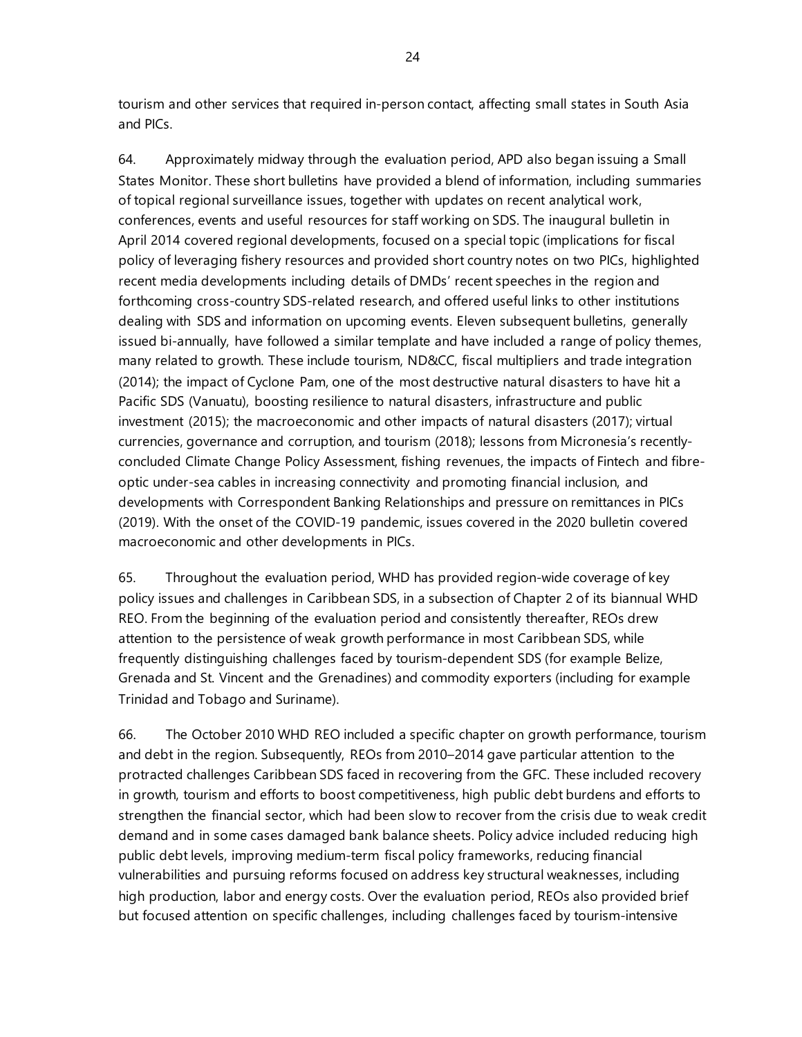tourism and other services that required in-person contact, affecting small states in South Asia and PICs.

64. Approximately midway through the evaluation period, APD also began issuing a Small States Monitor. These short bulletins have provided a blend of information, including summaries of topical regional surveillance issues, together with updates on recent analytical work, conferences, events and useful resources for staff working on SDS. The inaugural bulletin in April 2014 covered regional developments, focused on a special topic (implications for fiscal policy of leveraging fishery resources and provided short country notes on two PICs, highlighted recent media developments including details of DMDs' recent speeches in the region and forthcoming cross-country SDS-related research, and offered useful links to other institutions dealing with SDS and information on upcoming events. Eleven subsequent bulletins, generally issued bi-annually, have followed a similar template and have included a range of policy themes, many related to growth. These include tourism, ND&CC, fiscal multipliers and trade integration (2014); the impact of Cyclone Pam, one of the most destructive natural disasters to have hit a Pacific SDS (Vanuatu), boosting resilience to natural disasters, infrastructure and public investment (2015); the macroeconomic and other impacts of natural disasters (2017); virtual currencies, governance and corruption, and tourism (2018); lessons from Micronesia's recently-concluded Climate Change Policy Assessment, fishing revenues, the impacts of Fintech and fibre-optic under-sea cables in increasing connectivity and promoting financial inclusion, and developments with Correspondent Banking Relationships and pressure on remittances in PICs (2019). With the onset of the COVID-19 pandemic, issues covered in the 2020 bulletin covered macroeconomic and other developments in PICs.

65. Throughout the evaluation period, WHD has provided region-wide coverage of key policy issues and challenges in Caribbean SDS, in a subsection of Chapter 2 of its biannual WHD REO. From the beginning of the evaluation period and consistently thereafter, REOs drew attention to the persistence of weak growth performance in most Caribbean SDS, while frequently distinguishing challenges faced by tourism-dependent SDS (for example Belize, Grenada and St. Vincent and the Grenadines) and commodity exporters (including for example Trinidad and Tobago and Suriname).

66. The October 2010 WHD REO included a specific chapter on growth performance, tourism and debt in the region. Subsequently, REOs from 2010–2014 gave particular attention to the protracted challenges Caribbean SDS faced in recovering from the GFC. These included recovery in growth, tourism and efforts to boost competitiveness, high public debt burdens and efforts to strengthen the financial sector, which had been slow to recover from the crisis due to weak credit demand and in some cases damaged bank balance sheets. Policy advice included reducing high public debt levels, improving medium-term fiscal policy frameworks, reducing financial vulnerabilities and pursuing reforms focused on address key structural weaknesses, including high production, labor and energy costs. Over the evaluation period, REOs also provided brief but focused attention on specific challenges, including challenges faced by tourism-intensive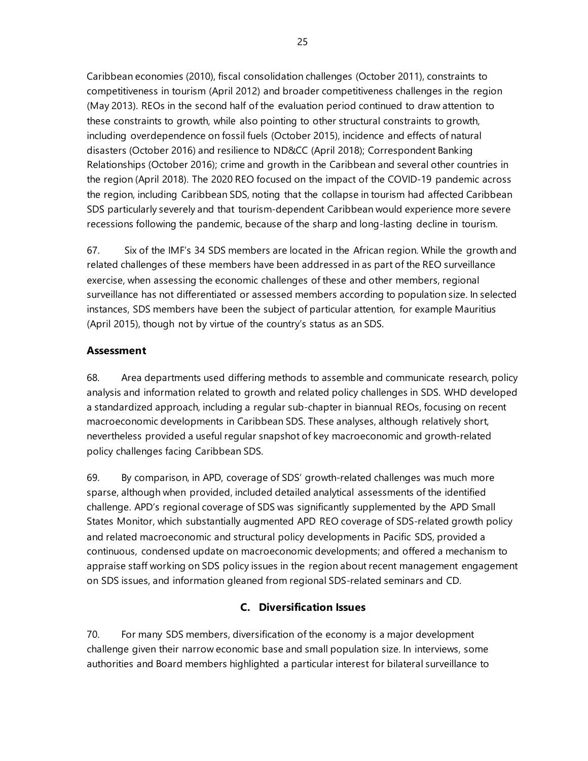Caribbean economies (2010), fiscal consolidation challenges (October 2011), constraints to competitiveness in tourism (April 2012) and broader competitiveness challenges in the region (May 2013). REOs in the second half of the evaluation period continued to draw attention to these constraints to growth, while also pointing to other structural constraints to growth, including overdependence on fossil fuels (October 2015), incidence and effects of natural disasters (October 2016) and resilience to ND&CC (April 2018); Correspondent Banking Relationships (October 2016); crime and growth in the Caribbean and several other countries in the region (April 2018). The 2020 REO focused on the impact of the COVID-19 pandemic across the region, including Caribbean SDS, noting that the collapse in tourism had affected Caribbean SDS particularly severely and that tourism-dependent Caribbean would experience more severe recessions following the pandemic, because of the sharp and long-lasting decline in tourism.

67. Six of the IMF's 34 SDS members are located in the African region. While the growth and related challenges of these members have been addressed in as part of the REO surveillance exercise, when assessing the economic challenges of these and other members, regional surveillance has not differentiated or assessed members according to population size. In selected instances, SDS members have been the subject of particular attention, for example Mauritius (April 2015), though not by virtue of the country's status as an SDS.

### Assessment

68. Area departments used differing methods to assemble and communicate research, policy analysis and information related to growth and related policy challenges in SDS. WHD developed a standardized approach, including a regular sub-chapter in biannual REOs, focusing on recent macroeconomic developments in Caribbean SDS. These analyses, although relatively short, nevertheless provided a useful regular snapshot of key macroeconomic and growth-related policy challenges facing Caribbean SDS.

69. By comparison, in APD, coverage of SDS' growth-related challenges was much more sparse, although when provided, included detailed analytical assessments of the identified challenge. APD's regional coverage of SDS was significantly supplemented by the APD Small States Monitor, which substantially augmented APD REO coverage of SDS-related growth policy and related macroeconomic and structural policy developments in Pacific SDS, provided a continuous, condensed update on macroeconomic developments; and offered a mechanism to appraise staff working on SDS policy issues in the region about recent management engagement on SDS issues, and information gleaned from regional SDS-related seminars and CD.

## C. Diversification Issues

70. For many SDS members, diversification of the economy is a major development challenge given their narrow economic base and small population size. In interviews, some authorities and Board members highlighted a particular interest for bilateral surveillance to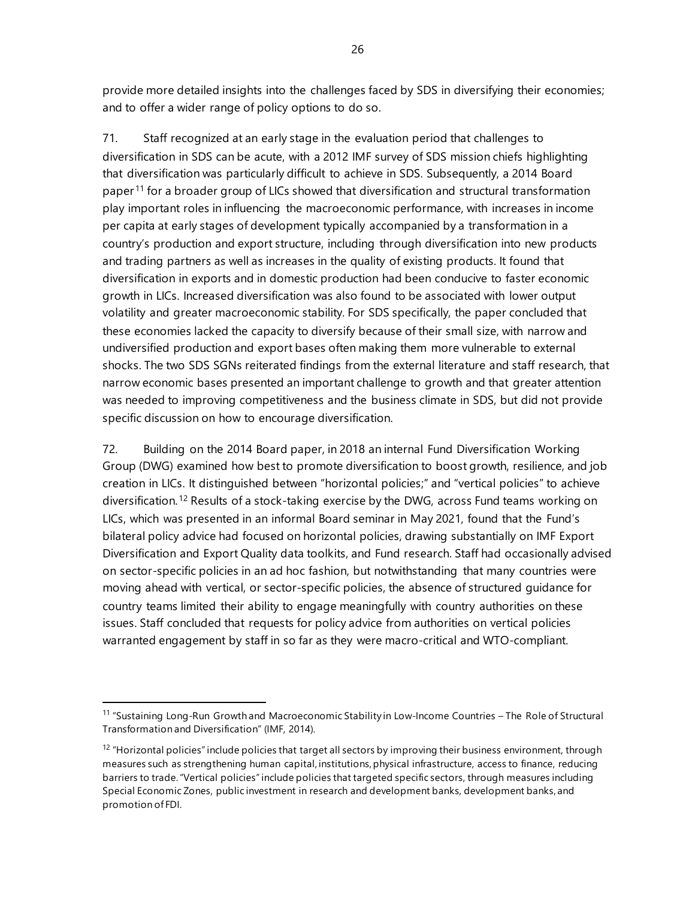provide more detailed insights into the challenges faced by SDS in diversifying their economies; and to offer a wider range of policy options to do so.

71. Staff recognized at an early stage in the evaluation period that challenges to diversification in SDS can be acute, with a 2012 IMF survey of SDS mission chiefs highlighting that diversification was particularly difficult to achieve in SDS. Subsequently, a 2014 Board paper[11] for a broader group of LICs showed that diversification and structural transformation play important roles in influencing the macroeconomic performance, with increases in income per capita at early stages of development typically accompanied by a transformation in a country's production and export structure, including through diversification into new products and trading partners as well as increases in the quality of existing products. It found that diversification in exports and in domestic production had been conducive to faster economic growth in LICs. Increased diversification was also found to be associated with lower output volatility and greater macroeconomic stability. For SDS specifically, the paper concluded that these economies lacked the capacity to diversify because of their small size, with narrow and undiversified production and export bases often making them more vulnerable to external shocks. The two SDS SGNs reiterated findings from the external literature and staff research, that narrow economic bases presented an important challenge to growth and that greater attention was needed to improving competitiveness and the business climate in SDS, but did not provide specific discussion on how to encourage diversification.

72. Building on the 2014 Board paper, in 2018 an internal Fund Diversification Working Group (DWG) examined how best to promote diversification to boost growth, resilience, and job creation in LICs. It distinguished between "horizontal policies;" and "vertical policies" to achieve diversification.[12] Results of a stock-taking exercise by the DWG, across Fund teams working on LICs, which was presented in an informal Board seminar in May 2021, found that the Fund's bilateral policy advice had focused on horizontal policies, drawing substantially on IMF Export Diversification and Export Quality data toolkits, and Fund research. Staff had occasionally advised on sector-specific policies in an ad hoc fashion, but notwithstanding that many countries were moving ahead with vertical, or sector-specific policies, the absence of structured guidance for country teams limited their ability to engage meaningfully with country authorities on these issues. Staff concluded that requests for policy advice from authorities on vertical policies warranted engagement by staff in so far as they were macro-critical and WTO-compliant.

---

[11] "Sustaining Long-Run Growth and Macroeconomic Stability in Low-Income Countries – The Role of Structural Transformation and Diversification" (IMF, 2014).

[12] "Horizontal policies" include policies that target all sectors by improving their business environment, through measures such as strengthening human capital, institutions, physical infrastructure, access to finance, reducing barriers to trade. "Vertical policies" include policies that targeted specific sectors, through measures including Special Economic Zones, public investment in research and development banks, development banks, and promotion of FDI.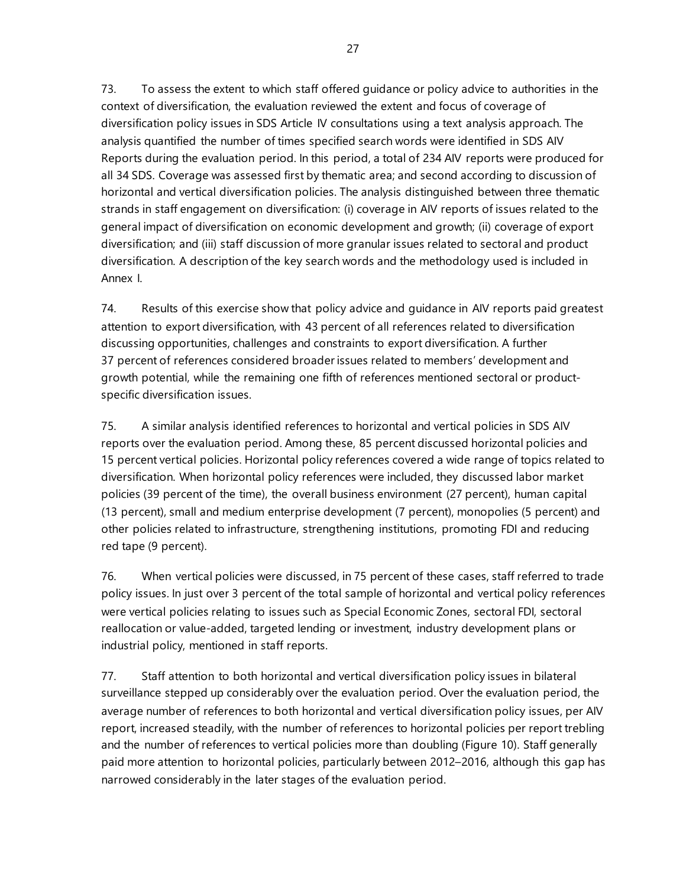73. To assess the extent to which staff offered guidance or policy advice to authorities in the context of diversification, the evaluation reviewed the extent and focus of coverage of diversification policy issues in SDS Article IV consultations using a text analysis approach. The analysis quantified the number of times specified search words were identified in SDS AIV Reports during the evaluation period. In this period, a total of 234 AIV reports were produced for all 34 SDS. Coverage was assessed first by thematic area; and second according to discussion of horizontal and vertical diversification policies. The analysis distinguished between three thematic strands in staff engagement on diversification: (i) coverage in AIV reports of issues related to the general impact of diversification on economic development and growth; (ii) coverage of export diversification; and (iii) staff discussion of more granular issues related to sectoral and product diversification. A description of the key search words and the methodology used is included in Annex I.

74. Results of this exercise show that policy advice and guidance in AIV reports paid greatest attention to export diversification, with 43 percent of all references related to diversification discussing opportunities, challenges and constraints to export diversification. A further 37 percent of references considered broader issues related to members' development and growth potential, while the remaining one fifth of references mentioned sectoral or product-specific diversification issues.

75. A similar analysis identified references to horizontal and vertical policies in SDS AIV reports over the evaluation period. Among these, 85 percent discussed horizontal policies and 15 percent vertical policies. Horizontal policy references covered a wide range of topics related to diversification. When horizontal policy references were included, they discussed labor market policies (39 percent of the time), the overall business environment (27 percent), human capital (13 percent), small and medium enterprise development (7 percent), monopolies (5 percent) and other policies related to infrastructure, strengthening institutions, promoting FDI and reducing red tape (9 percent).

76. When vertical policies were discussed, in 75 percent of these cases, staff referred to trade policy issues. In just over 3 percent of the total sample of horizontal and vertical policy references were vertical policies relating to issues such as Special Economic Zones, sectoral FDI, sectoral reallocation or value-added, targeted lending or investment, industry development plans or industrial policy, mentioned in staff reports.

77. Staff attention to both horizontal and vertical diversification policy issues in bilateral surveillance stepped up considerably over the evaluation period. Over the evaluation period, the average number of references to both horizontal and vertical diversification policy issues, per AIV report, increased steadily, with the number of references to horizontal policies per report trebling and the number of references to vertical policies more than doubling (Figure 10). Staff generally paid more attention to horizontal policies, particularly between 2012–2016, although this gap has narrowed considerably in the later stages of the evaluation period.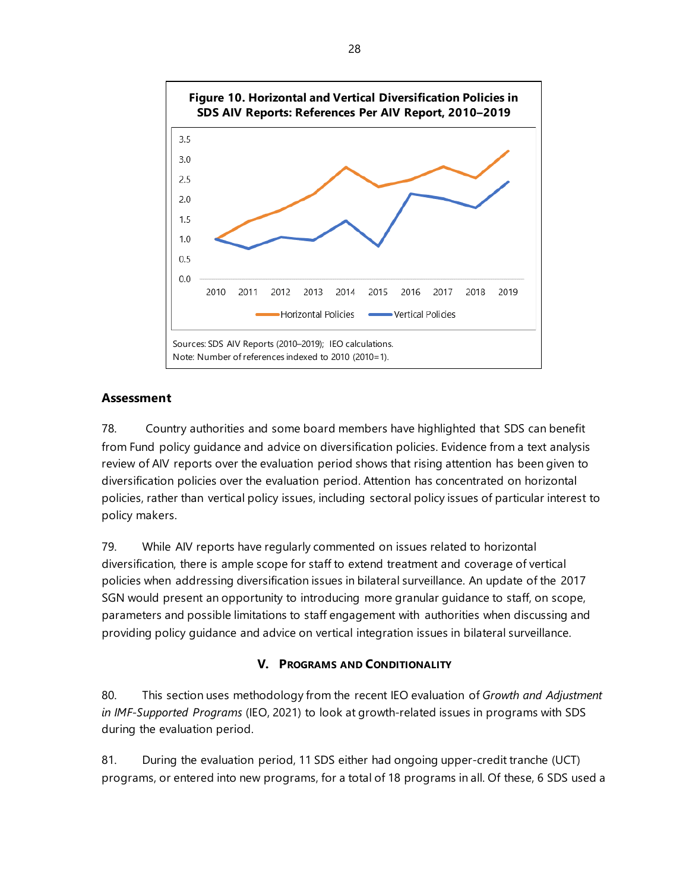**Figure 10. Horizontal and Vertical Diversification Policies in SDS AIV Reports: References Per AIV Report, 2010–2019**

Sources: SDS AIV Reports (2010–2019); IEO calculations.
Note: Number of references indexed to 2010 (2010=1).

### Assessment

78. Country authorities and some board members have highlighted that SDS can benefit from Fund policy guidance and advice on diversification policies. Evidence from a text analysis review of AIV reports over the evaluation period shows that rising attention has been given to diversification policies over the evaluation period. Attention has concentrated on horizontal policies, rather than vertical policy issues, including sectoral policy issues of particular interest to policy makers.

79. While AIV reports have regularly commented on issues related to horizontal diversification, there is ample scope for staff to extend treatment and coverage of vertical policies when addressing diversification issues in bilateral surveillance. An update of the 2017 SGN would present an opportunity to introducing more granular guidance to staff, on scope, parameters and possible limitations to staff engagement with authorities when discussing and providing policy guidance and advice on vertical integration issues in bilateral surveillance.

## V. Programs and Conditionality

80. This section uses methodology from the recent IEO evaluation of *Growth and Adjustment in IMF-Supported Programs* (IEO, 2021) to look at growth-related issues in programs with SDS during the evaluation period.

81. During the evaluation period, 11 SDS either had ongoing upper-credit tranche (UCT) programs, or entered into new programs, for a total of 18 programs in all. Of these, 6 SDS used a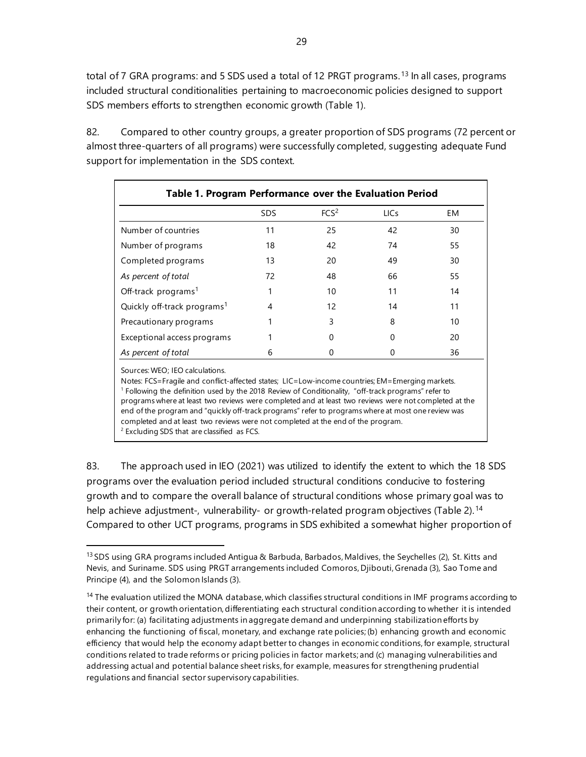total of 7 GRA programs: and 5 SDS used a total of 12 PRGT programs.[13] In all cases, programs included structural conditionalities pertaining to macroeconomic policies designed to support SDS members efforts to strengthen economic growth (Table 1).

82. Compared to other country groups, a greater proportion of SDS programs (72 percent or almost three-quarters of all programs) were successfully completed, suggesting adequate Fund support for implementation in the SDS context.

**Table 1. Program Performance over the Evaluation Period**

| | SDS | FCS[2] | LICs | EM |
|---|---|---|---|---|
| Number of countries | 11 | 25 | 42 | 30 |
| Number of programs | 18 | 42 | 74 | 55 |
| Completed programs | 13 | 20 | 49 | 30 |
| *As percent of total* | 72 | 48 | 66 | 55 |
| Off-track programs[1] | 1 | 10 | 11 | 14 |
| Quickly off-track programs[1] | 4 | 12 | 14 | 11 |
| Precautionary programs | 1 | 3 | 8 | 10 |
| Exceptional access programs | 1 | 0 | 0 | 20 |
| *As percent of total* | 6 | 0 | 0 | 36 |

Sources: WEO; IEO calculations.

Notes: FCS=Fragile and conflict-affected states; LIC=Low-income countries; EM=Emerging markets.

[1] Following the definition used by the 2018 Review of Conditionality, "off-track programs" refer to programs where at least two reviews were completed and at least two reviews were not completed at the end of the program and "quickly off-track programs" refer to programs where at most one review was completed and at least two reviews were not completed at the end of the program.

[2] Excluding SDS that are classified as FCS.

83. The approach used in IEO (2021) was utilized to identify the extent to which the 18 SDS programs over the evaluation period included structural conditions conducive to fostering growth and to compare the overall balance of structural conditions whose primary goal was to help achieve adjustment-, vulnerability- or growth-related program objectives (Table 2).[14] Compared to other UCT programs, programs in SDS exhibited a somewhat higher proportion of

---

[13] SDS using GRA programs included Antigua & Barbuda, Barbados, Maldives, the Seychelles (2), St. Kitts and Nevis, and Suriname. SDS using PRGT arrangements included Comoros, Djibouti, Grenada (3), Sao Tome and Principe (4), and the Solomon Islands (3).

[14] The evaluation utilized the MONA database, which classifies structural conditions in IMF programs according to their content, or growth orientation, differentiating each structural condition according to whether it is intended primarily for: (a) facilitating adjustments in aggregate demand and underpinning stabilization efforts by enhancing the functioning of fiscal, monetary, and exchange rate policies; (b) enhancing growth and economic efficiency that would help the economy adapt better to changes in economic conditions, for example, structural conditions related to trade reforms or pricing policies in factor markets; and (c) managing vulnerabilities and addressing actual and potential balance sheet risks, for example, measures for strengthening prudential regulations and financial sector supervisory capabilities.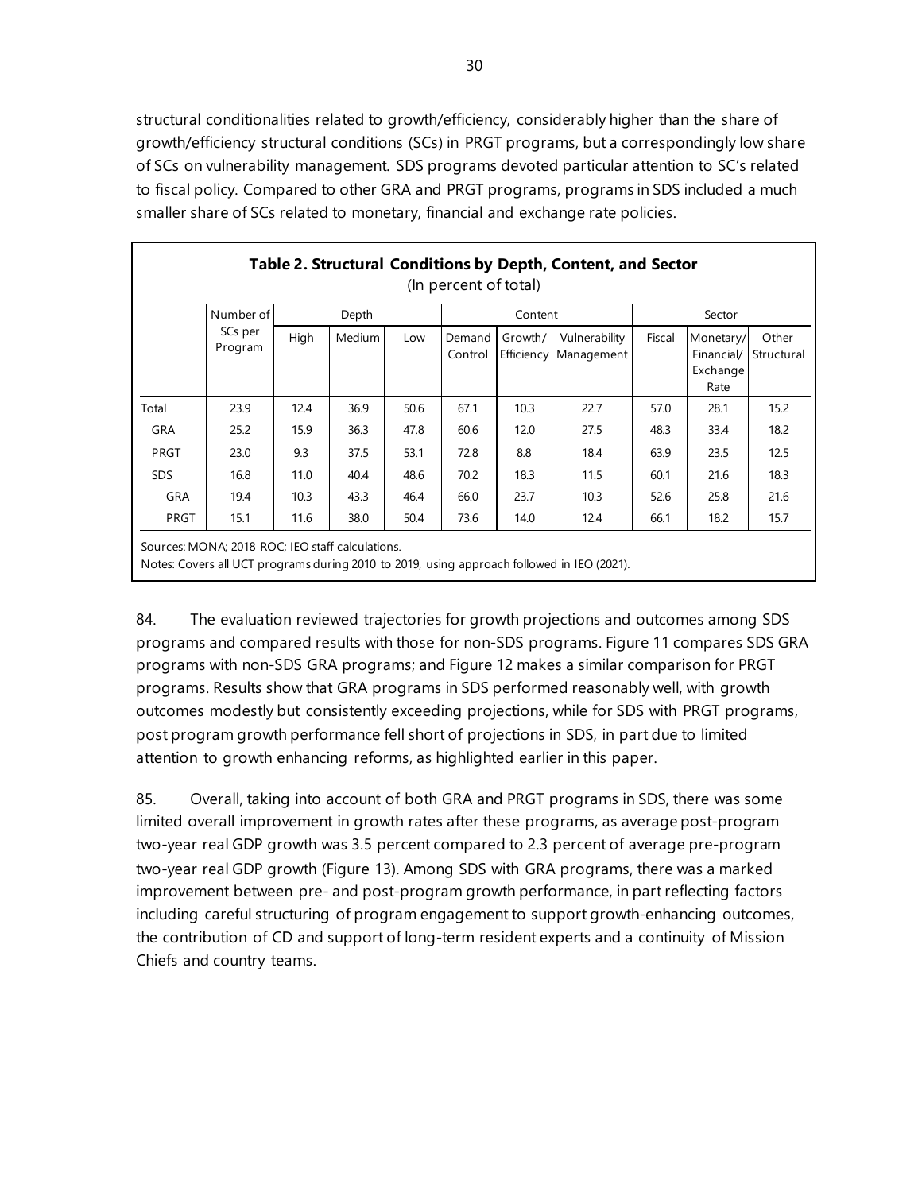structural conditionalities related to growth/efficiency, considerably higher than the share of growth/efficiency structural conditions (SCs) in PRGT programs, but a correspondingly low share of SCs on vulnerability management. SDS programs devoted particular attention to SC's related to fiscal policy. Compared to other GRA and PRGT programs, programs in SDS included a much smaller share of SCs related to monetary, financial and exchange rate policies.

**Table 2. Structural Conditions by Depth, Content, and Sector**
(In percent of total)

| | Number of SCs per Program | Depth | | | Content | | | Sector | | |
|---|---|---|---|---|---|---|---|---|---|---|
| | | High | Medium | Low | Demand Control | Growth/ Efficiency | Vulnerability Management | Fiscal | Monetary/ Financial/ Exchange Rate | Other Structural |
| Total | 23.9 | 12.4 | 36.9 | 50.6 | 67.1 | 10.3 | 22.7 | 57.0 | 28.1 | 15.2 |
| GRA | 25.2 | 15.9 | 36.3 | 47.8 | 60.6 | 12.0 | 27.5 | 48.3 | 33.4 | 18.2 |
| PRGT | 23.0 | 9.3 | 37.5 | 53.1 | 72.8 | 8.8 | 18.4 | 63.9 | 23.5 | 12.5 |
| SDS | 16.8 | 11.0 | 40.4 | 48.6 | 70.2 | 18.3 | 11.5 | 60.1 | 21.6 | 18.3 |
| GRA | 19.4 | 10.3 | 43.3 | 46.4 | 66.0 | 23.7 | 10.3 | 52.6 | 25.8 | 21.6 |
| PRGT | 15.1 | 11.6 | 38.0 | 50.4 | 73.6 | 14.0 | 12.4 | 66.1 | 18.2 | 15.7 |

Sources: MONA; 2018 ROC; IEO staff calculations.
Notes: Covers all UCT programs during 2010 to 2019, using approach followed in IEO (2021).

84. The evaluation reviewed trajectories for growth projections and outcomes among SDS programs and compared results with those for non-SDS programs. Figure 11 compares SDS GRA programs with non-SDS GRA programs; and Figure 12 makes a similar comparison for PRGT programs. Results show that GRA programs in SDS performed reasonably well, with growth outcomes modestly but consistently exceeding projections, while for SDS with PRGT programs, post program growth performance fell short of projections in SDS, in part due to limited attention to growth enhancing reforms, as highlighted earlier in this paper.

85. Overall, taking into account of both GRA and PRGT programs in SDS, there was some limited overall improvement in growth rates after these programs, as average post-program two-year real GDP growth was 3.5 percent compared to 2.3 percent of average pre-program two-year real GDP growth (Figure 13). Among SDS with GRA programs, there was a marked improvement between pre- and post-program growth performance, in part reflecting factors including careful structuring of program engagement to support growth-enhancing outcomes, the contribution of CD and support of long-term resident experts and a continuity of Mission Chiefs and country teams.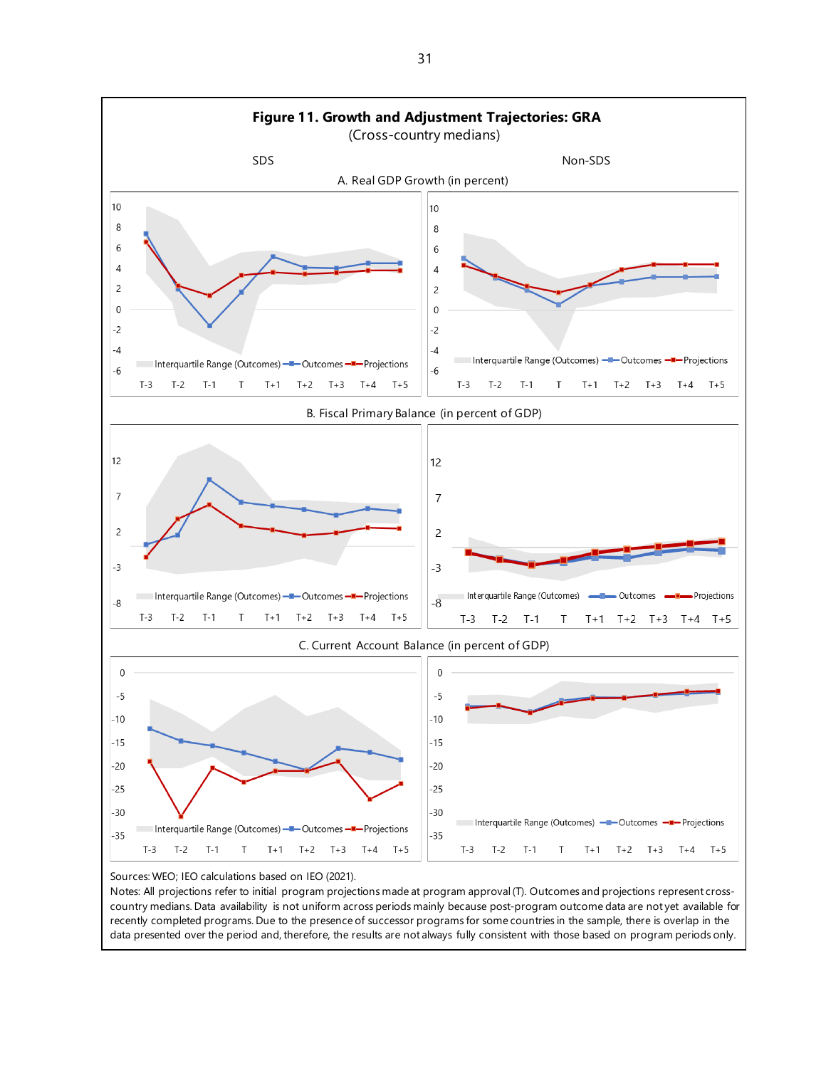**Figure 11. Growth and Adjustment Trajectories: GRA**
(Cross-country medians)

SDS | Non-SDS

A. Real GDP Growth (in percent)

B. Fiscal Primary Balance (in percent of GDP)

C. Current Account Balance (in percent of GDP)

Sources: WEO; IEO calculations based on IEO (2021).

Notes: All projections refer to initial program projections made at program approval (T). Outcomes and projections represent cross-country medians. Data availability is not uniform across periods mainly because post-program outcome data are not yet available for recently completed programs. Due to the presence of successor programs for some countries in the sample, there is overlap in the data presented over the period and, therefore, the results are not always fully consistent with those based on program periods only.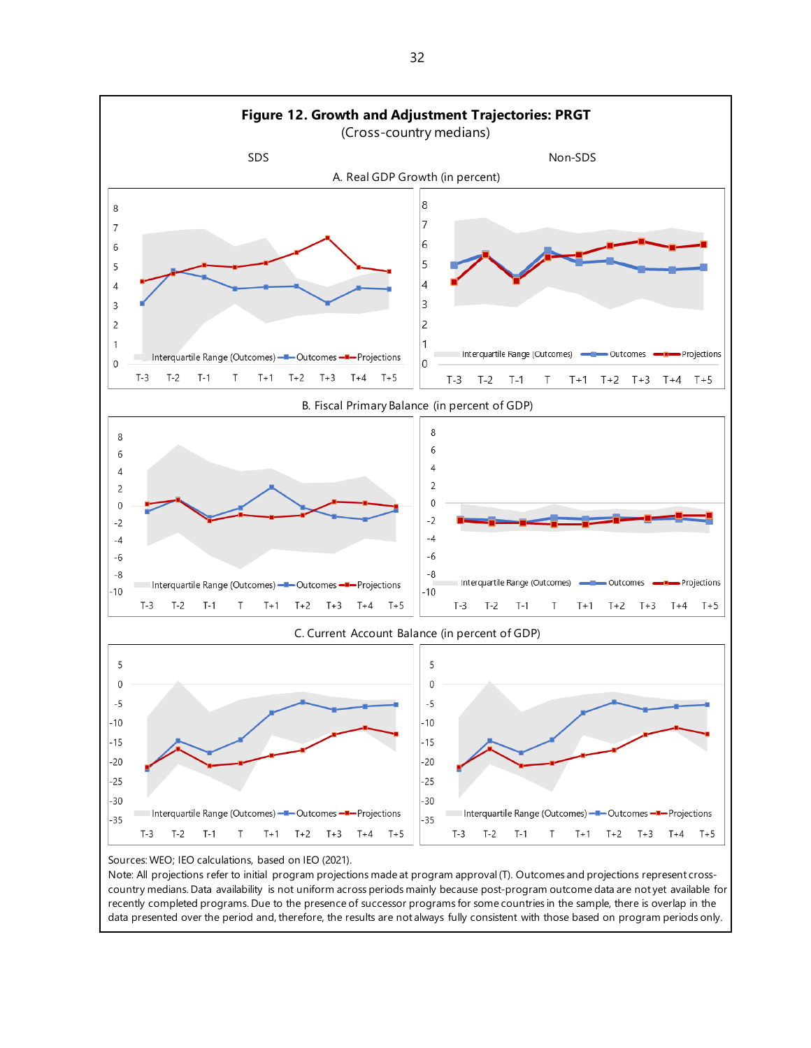**Figure 12. Growth and Adjustment Trajectories: PRGT**
(Cross-country medians)

SDS | Non-SDS

A. Real GDP Growth (in percent)

B. Fiscal Primary Balance (in percent of GDP)

C. Current Account Balance (in percent of GDP)

Sources: WEO; IEO calculations, based on IEO (2021).

Note: All projections refer to initial program projections made at program approval (T). Outcomes and projections represent cross-country medians. Data availability is not uniform across periods mainly because post-program outcome data are not yet available for recently completed programs. Due to the presence of successor programs for some countries in the sample, there is overlap in the data presented over the period and, therefore, the results are not always fully consistent with those based on program periods only.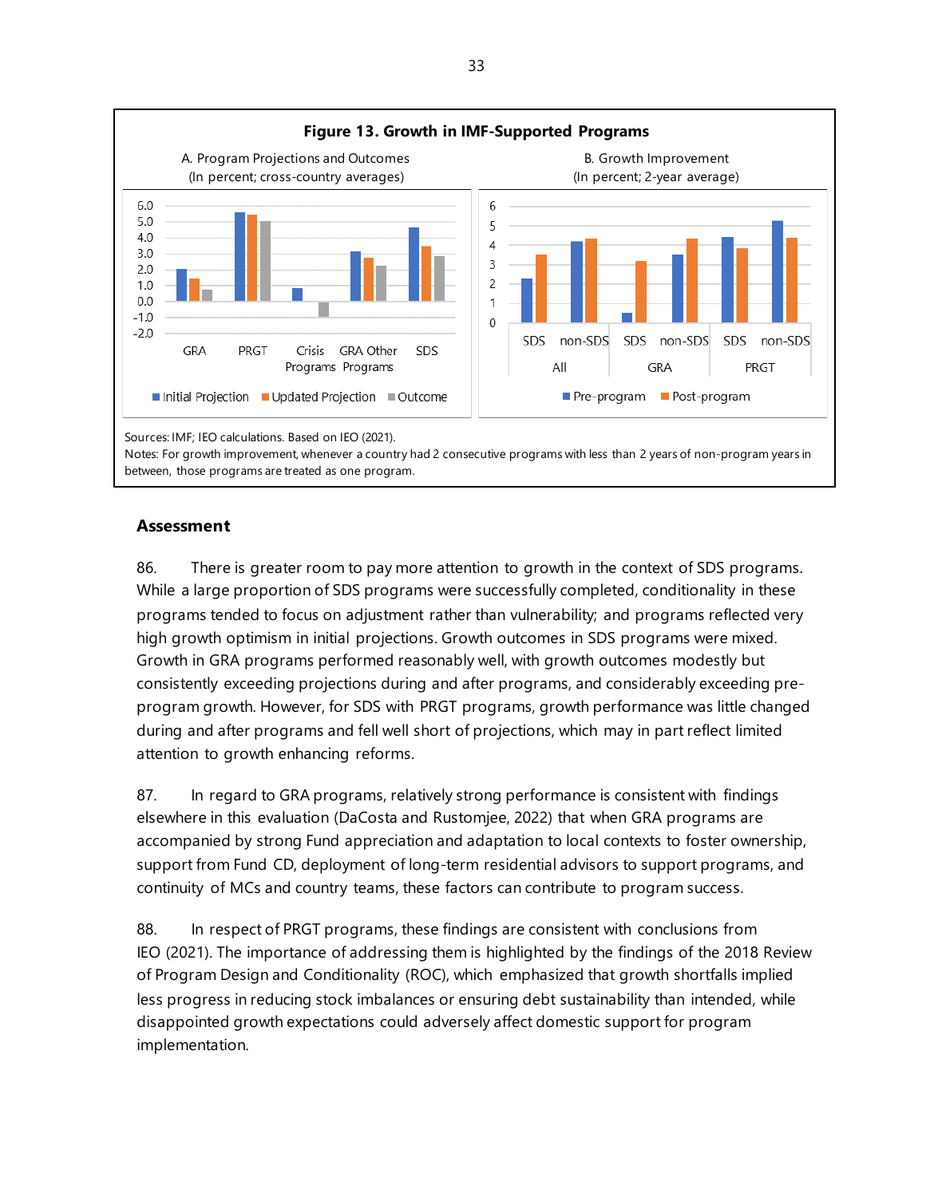**Figure 13. Growth in IMF-Supported Programs**

A. Program Projections and Outcomes (In percent; cross-country averages)

B. Growth Improvement (In percent; 2-year average)

Sources: IMF; IEO calculations. Based on IEO (2021).
Notes: For growth improvement, whenever a country had 2 consecutive programs with less than 2 years of non-program years in between, those programs are treated as one program.

## Assessment

86. There is greater room to pay more attention to growth in the context of SDS programs. While a large proportion of SDS programs were successfully completed, conditionality in these programs tended to focus on adjustment rather than vulnerability; and programs reflected very high growth optimism in initial projections. Growth outcomes in SDS programs were mixed. Growth in GRA programs performed reasonably well, with growth outcomes modestly but consistently exceeding projections during and after programs, and considerably exceeding pre-program growth. However, for SDS with PRGT programs, growth performance was little changed during and after programs and fell well short of projections, which may in part reflect limited attention to growth enhancing reforms.

87. In regard to GRA programs, relatively strong performance is consistent with findings elsewhere in this evaluation (DaCosta and Rustomjee, 2022) that when GRA programs are accompanied by strong Fund appreciation and adaptation to local contexts to foster ownership, support from Fund CD, deployment of long-term residential advisors to support programs, and continuity of MCs and country teams, these factors can contribute to program success.

88. In respect of PRGT programs, these findings are consistent with conclusions from IEO (2021). The importance of addressing them is highlighted by the findings of the 2018 Review of Program Design and Conditionality (ROC), which emphasized that growth shortfalls implied less progress in reducing stock imbalances or ensuring debt sustainability than intended, while disappointed growth expectations could adversely affect domestic support for program implementation.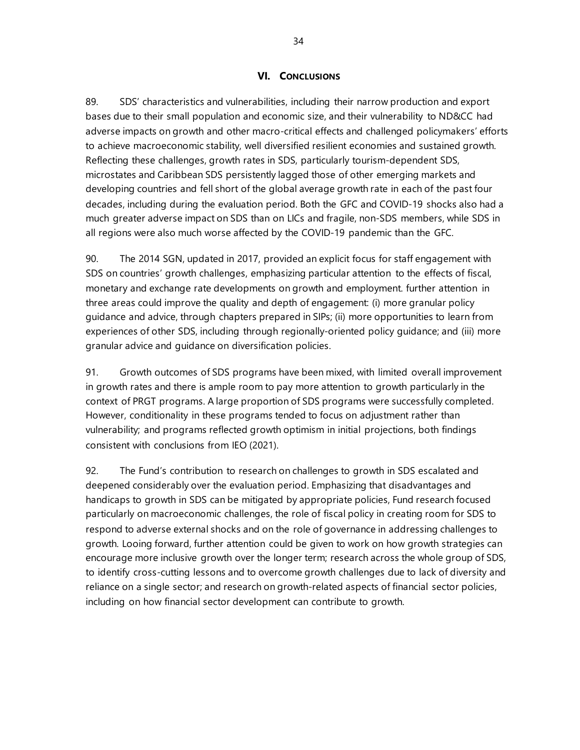## VI. CONCLUSIONS

89. SDS' characteristics and vulnerabilities, including their narrow production and export bases due to their small population and economic size, and their vulnerability to ND&CC had adverse impacts on growth and other macro-critical effects and challenged policymakers' efforts to achieve macroeconomic stability, well diversified resilient economies and sustained growth. Reflecting these challenges, growth rates in SDS, particularly tourism-dependent SDS, microstates and Caribbean SDS persistently lagged those of other emerging markets and developing countries and fell short of the global average growth rate in each of the past four decades, including during the evaluation period. Both the GFC and COVID-19 shocks also had a much greater adverse impact on SDS than on LICs and fragile, non-SDS members, while SDS in all regions were also much worse affected by the COVID-19 pandemic than the GFC.

90. The 2014 SGN, updated in 2017, provided an explicit focus for staff engagement with SDS on countries' growth challenges, emphasizing particular attention to the effects of fiscal, monetary and exchange rate developments on growth and employment. further attention in three areas could improve the quality and depth of engagement: (i) more granular policy guidance and advice, through chapters prepared in SIPs; (ii) more opportunities to learn from experiences of other SDS, including through regionally-oriented policy guidance; and (iii) more granular advice and guidance on diversification policies.

91. Growth outcomes of SDS programs have been mixed, with limited overall improvement in growth rates and there is ample room to pay more attention to growth particularly in the context of PRGT programs. A large proportion of SDS programs were successfully completed. However, conditionality in these programs tended to focus on adjustment rather than vulnerability; and programs reflected growth optimism in initial projections, both findings consistent with conclusions from IEO (2021).

92. The Fund's contribution to research on challenges to growth in SDS escalated and deepened considerably over the evaluation period. Emphasizing that disadvantages and handicaps to growth in SDS can be mitigated by appropriate policies, Fund research focused particularly on macroeconomic challenges, the role of fiscal policy in creating room for SDS to respond to adverse external shocks and on the role of governance in addressing challenges to growth. Looing forward, further attention could be given to work on how growth strategies can encourage more inclusive growth over the longer term; research across the whole group of SDS, to identify cross-cutting lessons and to overcome growth challenges due to lack of diversity and reliance on a single sector; and research on growth-related aspects of financial sector policies, including on how financial sector development can contribute to growth.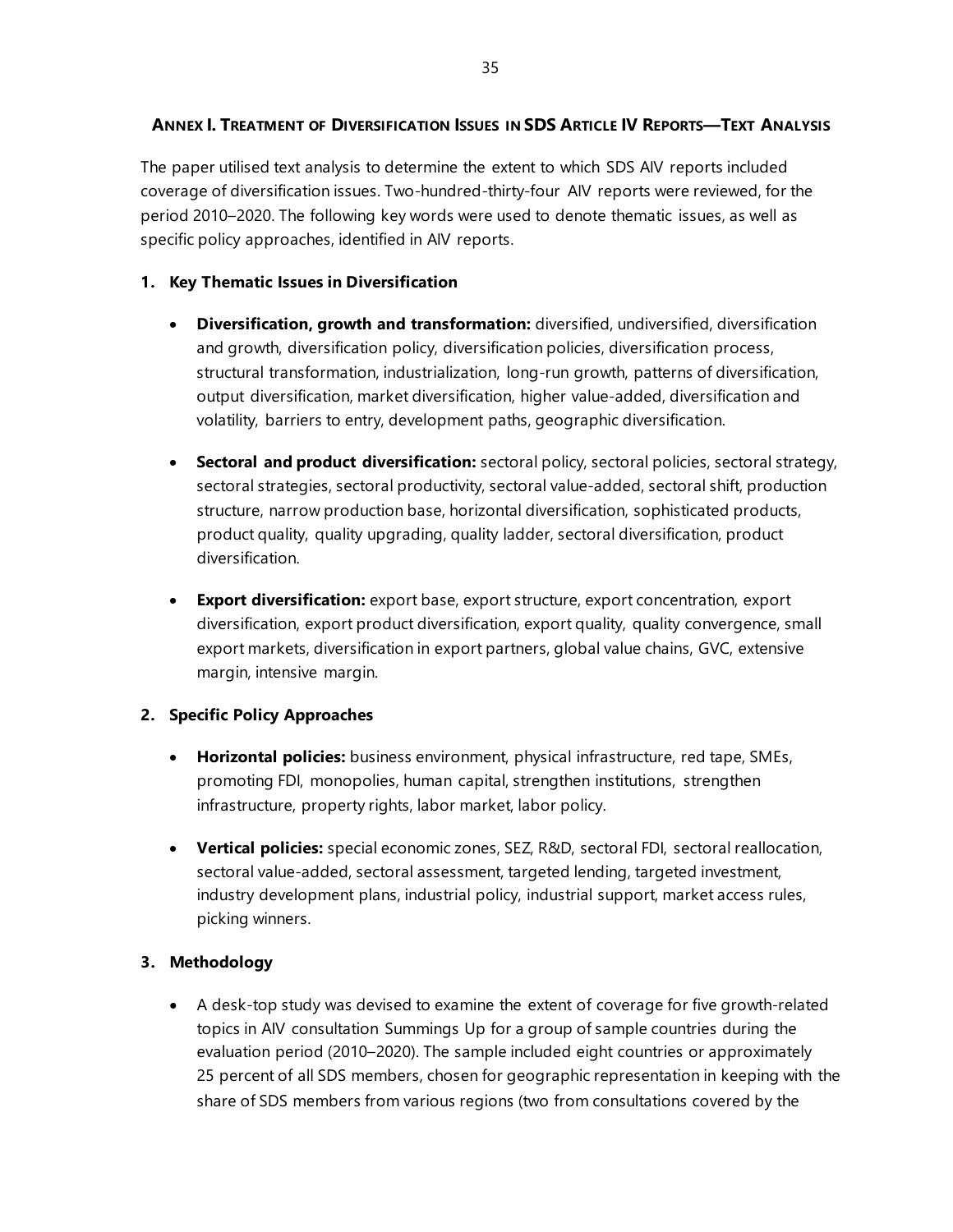## ANNEX I. TREATMENT OF DIVERSIFICATION ISSUES IN SDS ARTICLE IV REPORTS—TEXT ANALYSIS

The paper utilised text analysis to determine the extent to which SDS AIV reports included coverage of diversification issues. Two-hundred-thirty-four AIV reports were reviewed, for the period 2010–2020. The following key words were used to denote thematic issues, as well as specific policy approaches, identified in AIV reports.

### 1. Key Thematic Issues in Diversification

- **Diversification, growth and transformation:** diversified, undiversified, diversification and growth, diversification policy, diversification policies, diversification process, structural transformation, industrialization, long-run growth, patterns of diversification, output diversification, market diversification, higher value-added, diversification and volatility, barriers to entry, development paths, geographic diversification.
- **Sectoral and product diversification:** sectoral policy, sectoral policies, sectoral strategy, sectoral strategies, sectoral productivity, sectoral value-added, sectoral shift, production structure, narrow production base, horizontal diversification, sophisticated products, product quality, quality upgrading, quality ladder, sectoral diversification, product diversification.
- **Export diversification:** export base, export structure, export concentration, export diversification, export product diversification, export quality, quality convergence, small export markets, diversification in export partners, global value chains, GVC, extensive margin, intensive margin.

### 2. Specific Policy Approaches

- **Horizontal policies:** business environment, physical infrastructure, red tape, SMEs, promoting FDI, monopolies, human capital, strengthen institutions, strengthen infrastructure, property rights, labor market, labor policy.
- **Vertical policies:** special economic zones, SEZ, R&D, sectoral FDI, sectoral reallocation, sectoral value-added, sectoral assessment, targeted lending, targeted investment, industry development plans, industrial policy, industrial support, market access rules, picking winners.

### 3. Methodology

- A desk-top study was devised to examine the extent of coverage for five growth-related topics in AIV consultation Summings Up for a group of sample countries during the evaluation period (2010–2020). The sample included eight countries or approximately 25 percent of all SDS members, chosen for geographic representation in keeping with the share of SDS members from various regions (two from consultations covered by the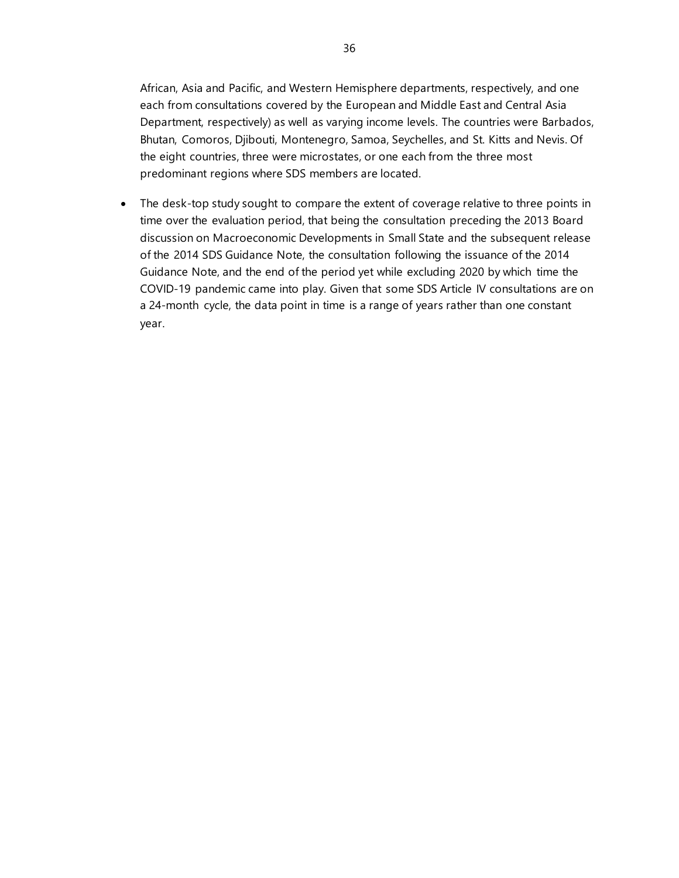African, Asia and Pacific, and Western Hemisphere departments, respectively, and one each from consultations covered by the European and Middle East and Central Asia Department, respectively) as well as varying income levels. The countries were Barbados, Bhutan, Comoros, Djibouti, Montenegro, Samoa, Seychelles, and St. Kitts and Nevis. Of the eight countries, three were microstates, or one each from the three most predominant regions where SDS members are located.

- The desk-top study sought to compare the extent of coverage relative to three points in time over the evaluation period, that being the consultation preceding the 2013 Board discussion on Macroeconomic Developments in Small State and the subsequent release of the 2014 SDS Guidance Note, the consultation following the issuance of the 2014 Guidance Note, and the end of the period yet while excluding 2020 by which time the COVID-19 pandemic came into play. Given that some SDS Article IV consultations are on a 24-month cycle, the data point in time is a range of years rather than one constant year.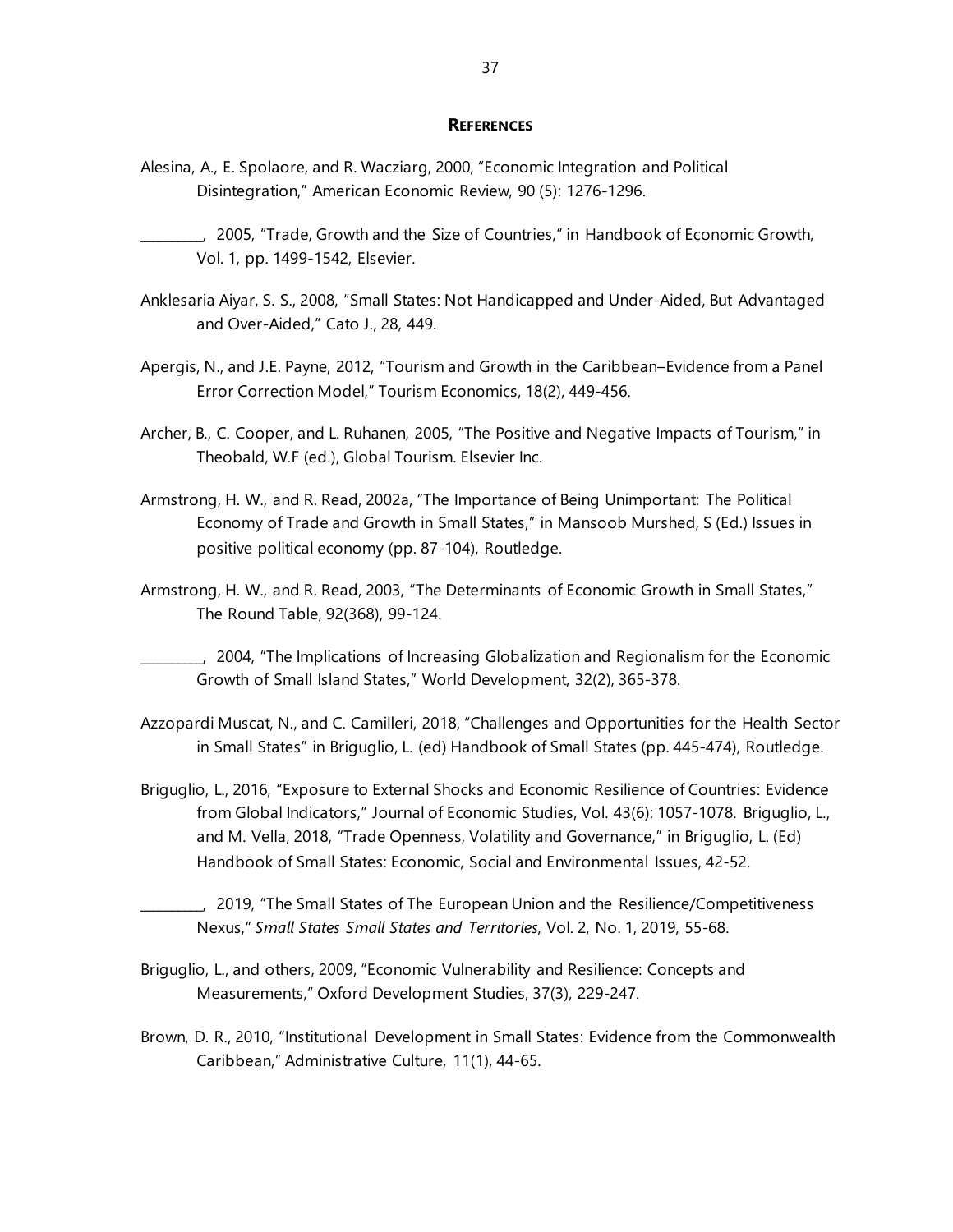**REFERENCES**

Alesina, A., E. Spolaore, and R. Wacziarg, 2000, "Economic Integration and Political Disintegration," American Economic Review, 90 (5): 1276-1296.

________, 2005, "Trade, Growth and the Size of Countries," in Handbook of Economic Growth, Vol. 1, pp. 1499-1542, Elsevier.

Anklesaria Aiyar, S. S., 2008, "Small States: Not Handicapped and Under-Aided, But Advantaged and Over-Aided," Cato J., 28, 449.

Apergis, N., and J.E. Payne, 2012, "Tourism and Growth in the Caribbean–Evidence from a Panel Error Correction Model," Tourism Economics, 18(2), 449-456.

Archer, B., C. Cooper, and L. Ruhanen, 2005, "The Positive and Negative Impacts of Tourism," in Theobald, W.F (ed.), Global Tourism. Elsevier Inc.

Armstrong, H. W., and R. Read, 2002a, "The Importance of Being Unimportant: The Political Economy of Trade and Growth in Small States," in Mansoob Murshed, S (Ed.) Issues in positive political economy (pp. 87-104), Routledge.

Armstrong, H. W., and R. Read, 2003, "The Determinants of Economic Growth in Small States," The Round Table, 92(368), 99-124.

________, 2004, "The Implications of Increasing Globalization and Regionalism for the Economic Growth of Small Island States," World Development, 32(2), 365-378.

Azzopardi Muscat, N., and C. Camilleri, 2018, "Challenges and Opportunities for the Health Sector in Small States" in Briguglio, L. (ed) Handbook of Small States (pp. 445-474), Routledge.

Briguglio, L., 2016, "Exposure to External Shocks and Economic Resilience of Countries: Evidence from Global Indicators," Journal of Economic Studies, Vol. 43(6): 1057-1078. Briguglio, L., and M. Vella, 2018, "Trade Openness, Volatility and Governance," in Briguglio, L. (Ed) Handbook of Small States: Economic, Social and Environmental Issues, 42-52.

________, 2019, "The Small States of The European Union and the Resilience/Competitiveness Nexus," *Small States Small States and Territories*, Vol. 2, No. 1, 2019, 55-68.

Briguglio, L., and others, 2009, "Economic Vulnerability and Resilience: Concepts and Measurements," Oxford Development Studies, 37(3), 229-247.

Brown, D. R., 2010, "Institutional Development in Small States: Evidence from the Commonwealth Caribbean," Administrative Culture, 11(1), 44-65.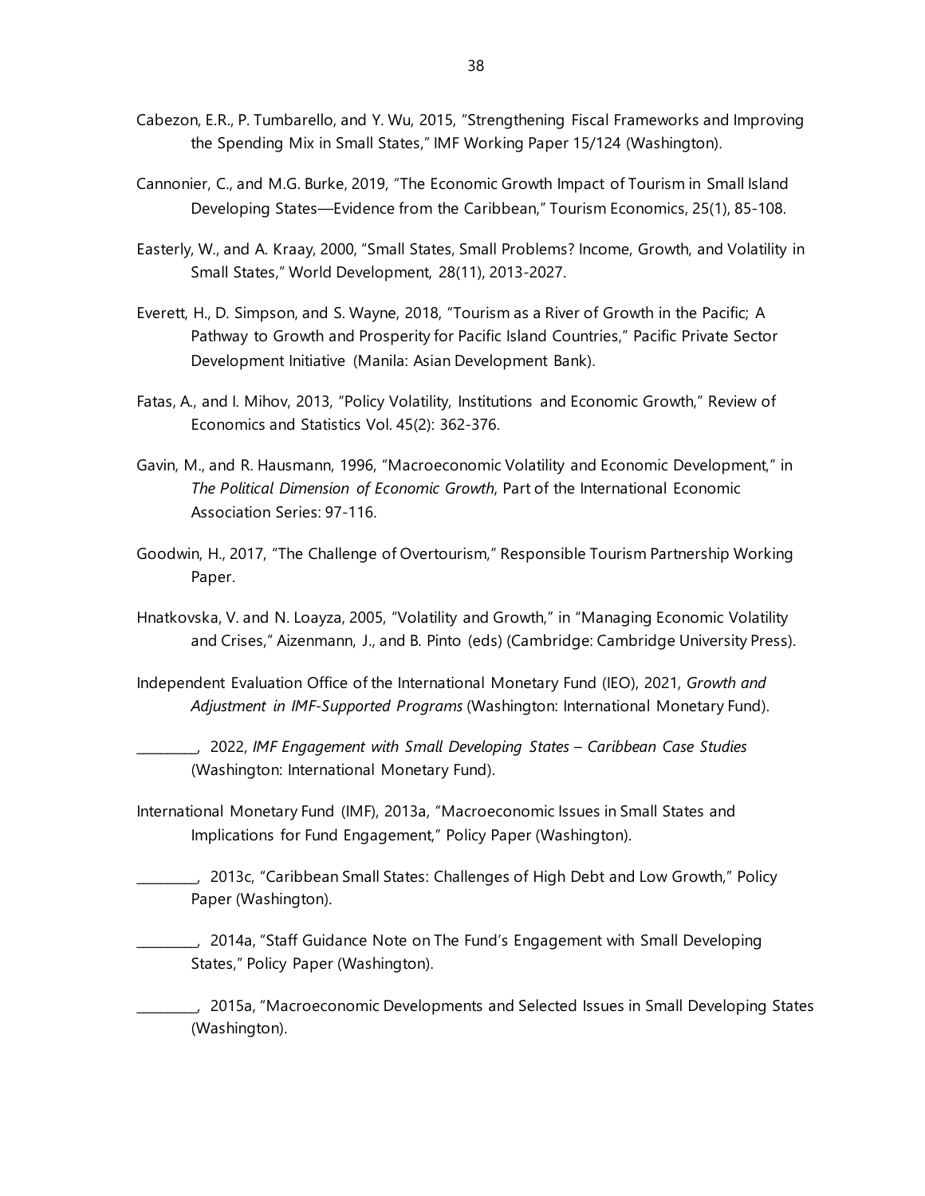Cabezon, E.R., P. Tumbarello, and Y. Wu, 2015, "Strengthening Fiscal Frameworks and Improving the Spending Mix in Small States," IMF Working Paper 15/124 (Washington).

Cannonier, C., and M.G. Burke, 2019, "The Economic Growth Impact of Tourism in Small Island Developing States—Evidence from the Caribbean," Tourism Economics, 25(1), 85-108.

Easterly, W., and A. Kraay, 2000, "Small States, Small Problems? Income, Growth, and Volatility in Small States," World Development, 28(11), 2013-2027.

Everett, H., D. Simpson, and S. Wayne, 2018, "Tourism as a River of Growth in the Pacific; A Pathway to Growth and Prosperity for Pacific Island Countries," Pacific Private Sector Development Initiative (Manila: Asian Development Bank).

Fatas, A., and I. Mihov, 2013, "Policy Volatility, Institutions and Economic Growth," Review of Economics and Statistics Vol. 45(2): 362-376.

Gavin, M., and R. Hausmann, 1996, "Macroeconomic Volatility and Economic Development," in *The Political Dimension of Economic Growth*, Part of the International Economic Association Series: 97-116.

Goodwin, H., 2017, "The Challenge of Overtourism," Responsible Tourism Partnership Working Paper.

Hnatkovska, V. and N. Loayza, 2005, "Volatility and Growth," in "Managing Economic Volatility and Crises," Aizenmann, J., and B. Pinto (eds) (Cambridge: Cambridge University Press).

Independent Evaluation Office of the International Monetary Fund (IEO), 2021, *Growth and Adjustment in IMF-Supported Programs* (Washington: International Monetary Fund).

________, 2022, *IMF Engagement with Small Developing States – Caribbean Case Studies* (Washington: International Monetary Fund).

International Monetary Fund (IMF), 2013a, "Macroeconomic Issues in Small States and Implications for Fund Engagement," Policy Paper (Washington).

________, 2013c, "Caribbean Small States: Challenges of High Debt and Low Growth," Policy Paper (Washington).

________, 2014a, "Staff Guidance Note on The Fund's Engagement with Small Developing States," Policy Paper (Washington).

________, 2015a, "Macroeconomic Developments and Selected Issues in Small Developing States (Washington).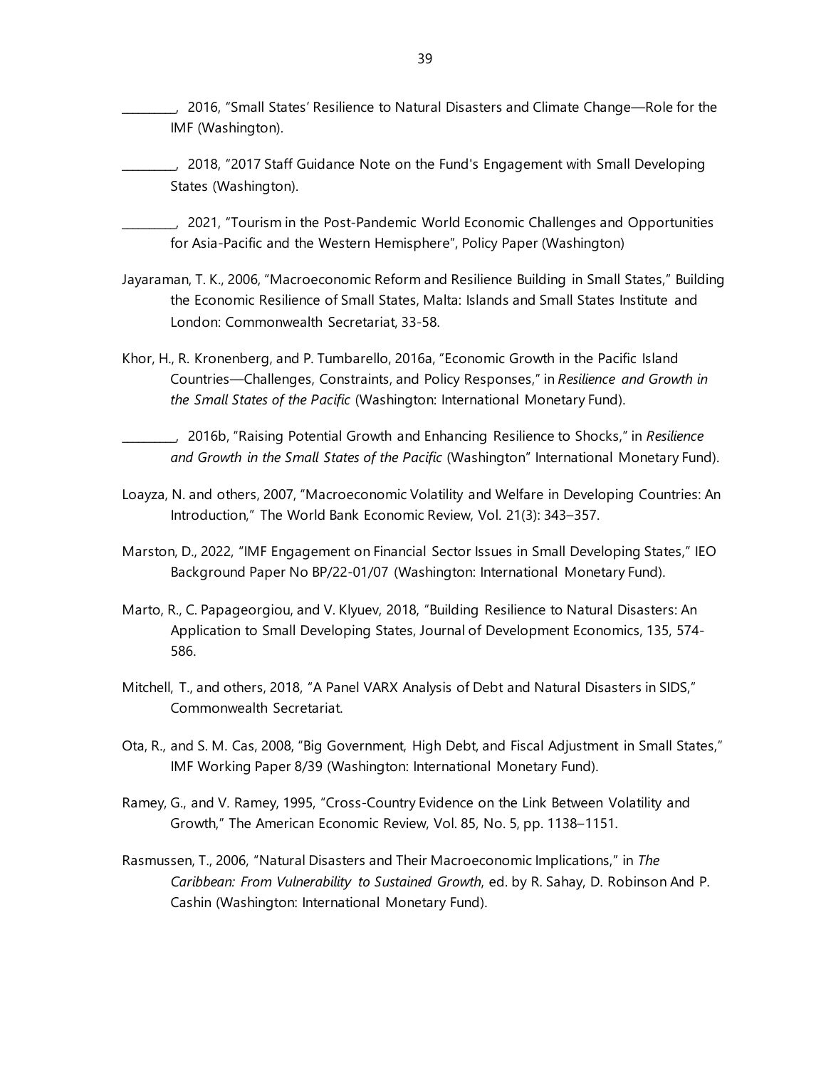\_\_\_\_\_\_\_\_\_, 2016, "Small States' Resilience to Natural Disasters and Climate Change—Role for the IMF (Washington).

\_\_\_\_\_\_\_\_\_, 2018, "2017 Staff Guidance Note on the Fund's Engagement with Small Developing States (Washington).

\_\_\_\_\_\_\_\_\_, 2021, "Tourism in the Post-Pandemic World Economic Challenges and Opportunities for Asia-Pacific and the Western Hemisphere", Policy Paper (Washington)

Jayaraman, T. K., 2006, "Macroeconomic Reform and Resilience Building in Small States," Building the Economic Resilience of Small States, Malta: Islands and Small States Institute and London: Commonwealth Secretariat, 33-58.

Khor, H., R. Kronenberg, and P. Tumbarello, 2016a, "Economic Growth in the Pacific Island Countries—Challenges, Constraints, and Policy Responses," in *Resilience and Growth in the Small States of the Pacific* (Washington: International Monetary Fund).

\_\_\_\_\_\_\_\_\_, 2016b, "Raising Potential Growth and Enhancing Resilience to Shocks," in *Resilience and Growth in the Small States of the Pacific* (Washington" International Monetary Fund).

Loayza, N. and others, 2007, "Macroeconomic Volatility and Welfare in Developing Countries: An Introduction," The World Bank Economic Review, Vol. 21(3): 343–357.

Marston, D., 2022, "IMF Engagement on Financial Sector Issues in Small Developing States," IEO Background Paper No BP/22-01/07 (Washington: International Monetary Fund).

Marto, R., C. Papageorgiou, and V. Klyuev, 2018, "Building Resilience to Natural Disasters: An Application to Small Developing States, Journal of Development Economics, 135, 574-586.

Mitchell, T., and others, 2018, "A Panel VARX Analysis of Debt and Natural Disasters in SIDS," Commonwealth Secretariat.

Ota, R., and S. M. Cas, 2008, "Big Government, High Debt, and Fiscal Adjustment in Small States," IMF Working Paper 8/39 (Washington: International Monetary Fund).

Ramey, G., and V. Ramey, 1995, "Cross-Country Evidence on the Link Between Volatility and Growth," The American Economic Review, Vol. 85, No. 5, pp. 1138–1151.

Rasmussen, T., 2006, "Natural Disasters and Their Macroeconomic Implications," in *The Caribbean: From Vulnerability to Sustained Growth*, ed. by R. Sahay, D. Robinson And P. Cashin (Washington: International Monetary Fund).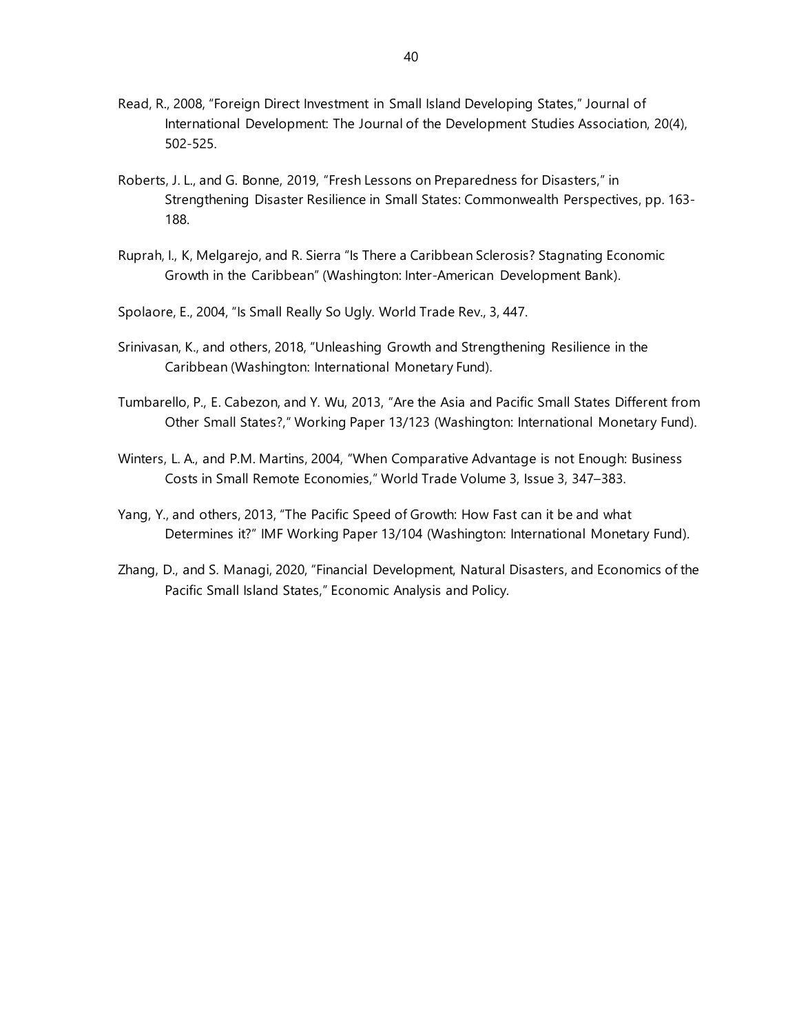Read, R., 2008, "Foreign Direct Investment in Small Island Developing States," Journal of International Development: The Journal of the Development Studies Association, 20(4), 502-525.

Roberts, J. L., and G. Bonne, 2019, "Fresh Lessons on Preparedness for Disasters," in Strengthening Disaster Resilience in Small States: Commonwealth Perspectives, pp. 163-188.

Ruprah, I., K, Melgarejo, and R. Sierra "Is There a Caribbean Sclerosis? Stagnating Economic Growth in the Caribbean" (Washington: Inter-American Development Bank).

Spolaore, E., 2004, "Is Small Really So Ugly. World Trade Rev., 3, 447.

Srinivasan, K., and others, 2018, "Unleashing Growth and Strengthening Resilience in the Caribbean (Washington: International Monetary Fund).

Tumbarello, P., E. Cabezon, and Y. Wu, 2013, "Are the Asia and Pacific Small States Different from Other Small States?," Working Paper 13/123 (Washington: International Monetary Fund).

Winters, L. A., and P.M. Martins, 2004, "When Comparative Advantage is not Enough: Business Costs in Small Remote Economies," World Trade Volume 3, Issue 3, 347–383.

Yang, Y., and others, 2013, "The Pacific Speed of Growth: How Fast can it be and what Determines it?" IMF Working Paper 13/104 (Washington: International Monetary Fund).

Zhang, D., and S. Managi, 2020, "Financial Development, Natural Disasters, and Economics of the Pacific Small Island States," Economic Analysis and Policy.